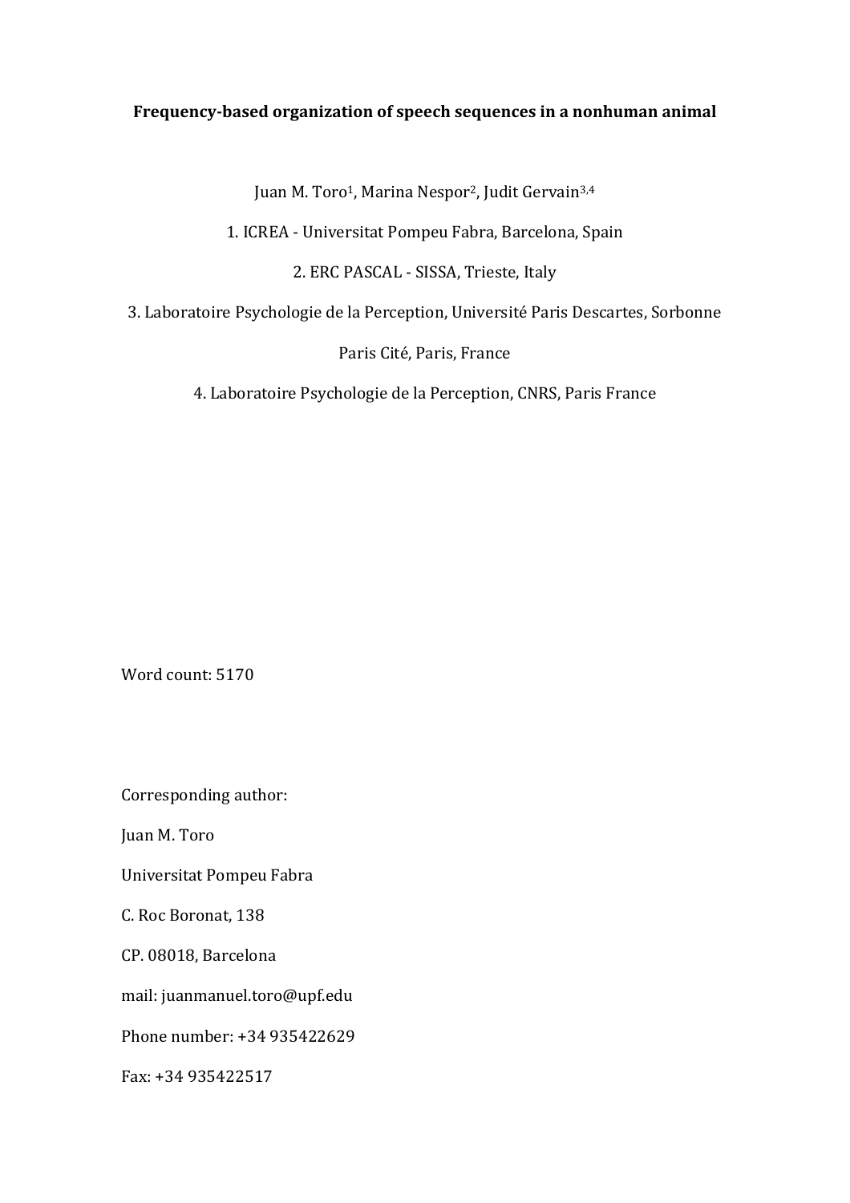# Frequency-based organization of speech sequences in a nonhuman animal

Juan M. Toro[1], Marina Nespor[2], Judit Gervain[3,4]

1. ICREA - Universitat Pompeu Fabra, Barcelona, Spain
2. ERC PASCAL - SISSA, Trieste, Italy
3. Laboratoire Psychologie de la Perception, Université Paris Descartes, Sorbonne Paris Cité, Paris, France
4. Laboratoire Psychologie de la Perception, CNRS, Paris France

Word count: 5170

Corresponding author:

Juan M. Toro

Universitat Pompeu Fabra

C. Roc Boronat, 138

CP. 08018, Barcelona

mail: juanmanuel.toro@upf.edu

Phone number: +34 935422629

Fax: +34 935422517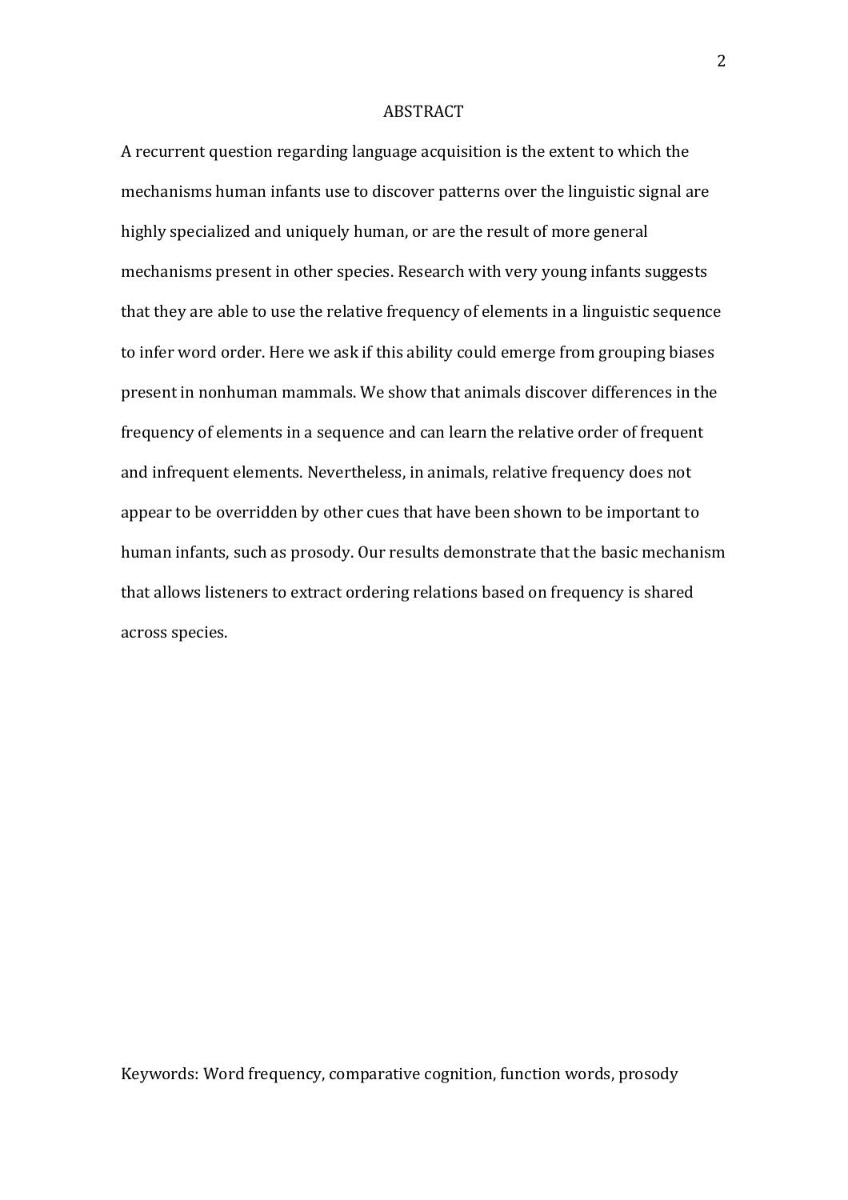## ABSTRACT

A recurrent question regarding language acquisition is the extent to which the mechanisms human infants use to discover patterns over the linguistic signal are highly specialized and uniquely human, or are the result of more general mechanisms present in other species. Research with very young infants suggests that they are able to use the relative frequency of elements in a linguistic sequence to infer word order. Here we ask if this ability could emerge from grouping biases present in nonhuman mammals. We show that animals discover differences in the frequency of elements in a sequence and can learn the relative order of frequent and infrequent elements. Nevertheless, in animals, relative frequency does not appear to be overridden by other cues that have been shown to be important to human infants, such as prosody. Our results demonstrate that the basic mechanism that allows listeners to extract ordering relations based on frequency is shared across species.

Keywords: Word frequency, comparative cognition, function words, prosody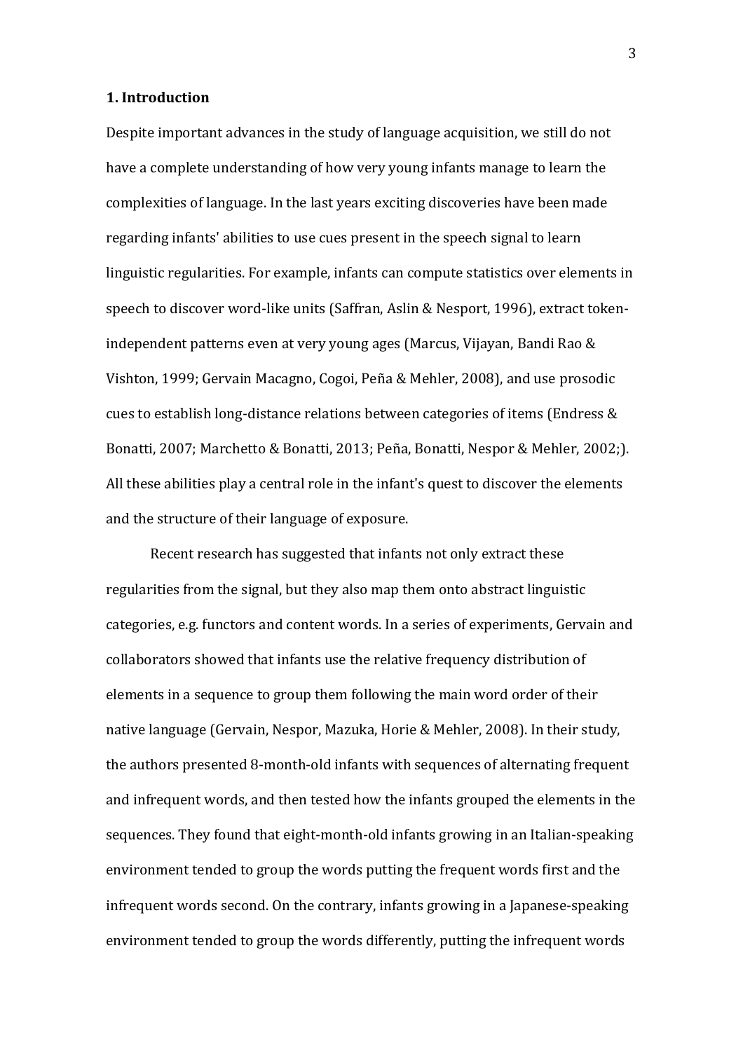## 1. Introduction

Despite important advances in the study of language acquisition, we still do not have a complete understanding of how very young infants manage to learn the complexities of language. In the last years exciting discoveries have been made regarding infants' abilities to use cues present in the speech signal to learn linguistic regularities. For example, infants can compute statistics over elements in speech to discover word-like units (Saffran, Aslin & Nesport, 1996), extract token-independent patterns even at very young ages (Marcus, Vijayan, Bandi Rao & Vishton, 1999; Gervain Macagno, Cogoi, Peña & Mehler, 2008), and use prosodic cues to establish long-distance relations between categories of items (Endress & Bonatti, 2007; Marchetto & Bonatti, 2013; Peña, Bonatti, Nespor & Mehler, 2002;). All these abilities play a central role in the infant's quest to discover the elements and the structure of their language of exposure.

Recent research has suggested that infants not only extract these regularities from the signal, but they also map them onto abstract linguistic categories, e.g. functors and content words. In a series of experiments, Gervain and collaborators showed that infants use the relative frequency distribution of elements in a sequence to group them following the main word order of their native language (Gervain, Nespor, Mazuka, Horie & Mehler, 2008). In their study, the authors presented 8-month-old infants with sequences of alternating frequent and infrequent words, and then tested how the infants grouped the elements in the sequences. They found that eight-month-old infants growing in an Italian-speaking environment tended to group the words putting the frequent words first and the infrequent words second. On the contrary, infants growing in a Japanese-speaking environment tended to group the words differently, putting the infrequent words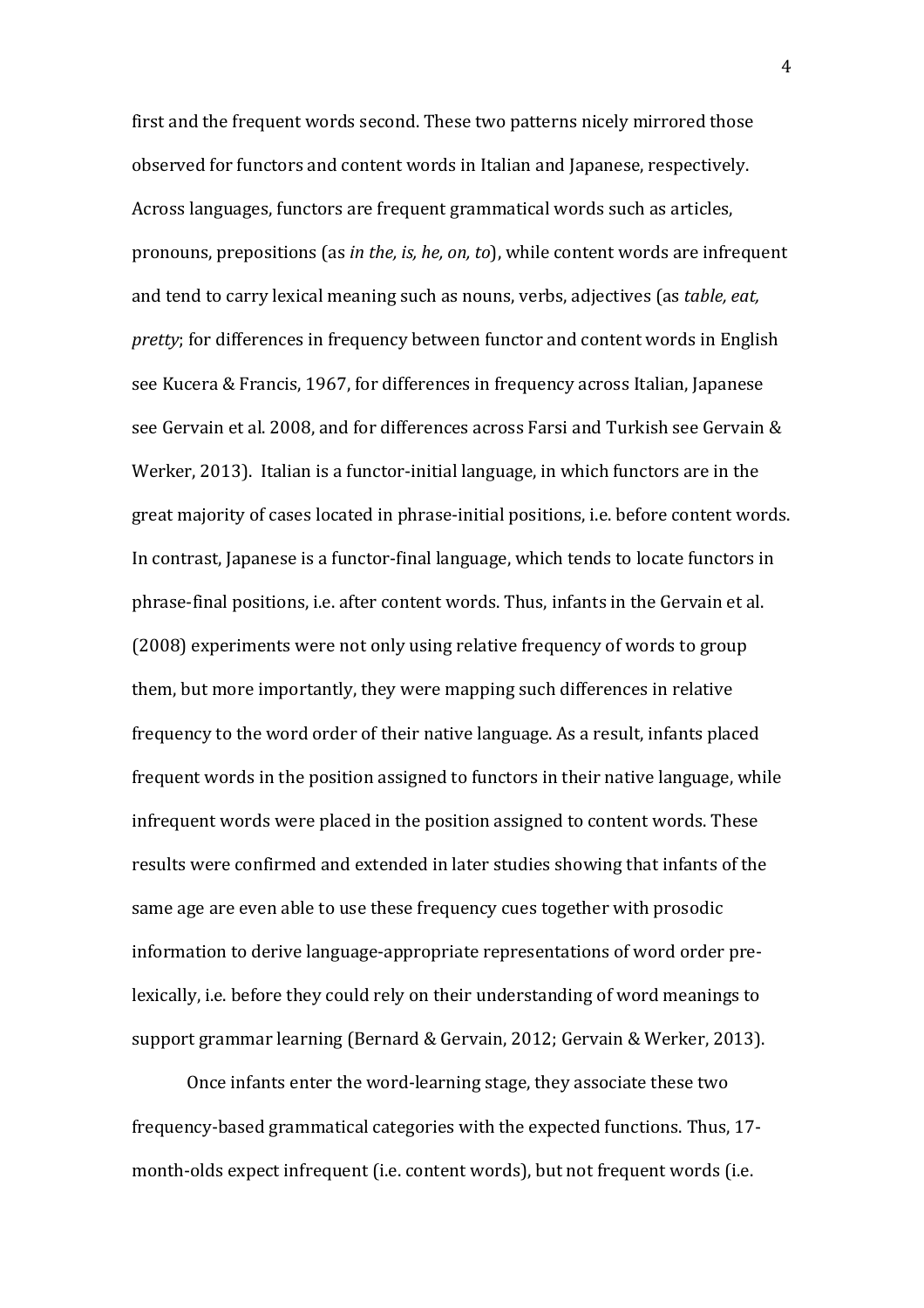first and the frequent words second. These two patterns nicely mirrored those observed for functors and content words in Italian and Japanese, respectively. Across languages, functors are frequent grammatical words such as articles, pronouns, prepositions (as *in the, is, he, on, to*), while content words are infrequent and tend to carry lexical meaning such as nouns, verbs, adjectives (as *table, eat, pretty*; for differences in frequency between functor and content words in English see Kucera & Francis, 1967, for differences in frequency across Italian, Japanese see Gervain et al. 2008, and for differences across Farsi and Turkish see Gervain & Werker, 2013). Italian is a functor-initial language, in which functors are in the great majority of cases located in phrase-initial positions, i.e. before content words. In contrast, Japanese is a functor-final language, which tends to locate functors in phrase-final positions, i.e. after content words. Thus, infants in the Gervain et al. (2008) experiments were not only using relative frequency of words to group them, but more importantly, they were mapping such differences in relative frequency to the word order of their native language. As a result, infants placed frequent words in the position assigned to functors in their native language, while infrequent words were placed in the position assigned to content words. These results were confirmed and extended in later studies showing that infants of the same age are even able to use these frequency cues together with prosodic information to derive language-appropriate representations of word order pre-lexically, i.e. before they could rely on their understanding of word meanings to support grammar learning (Bernard & Gervain, 2012; Gervain & Werker, 2013).

Once infants enter the word-learning stage, they associate these two frequency-based grammatical categories with the expected functions. Thus, 17-month-olds expect infrequent (i.e. content words), but not frequent words (i.e.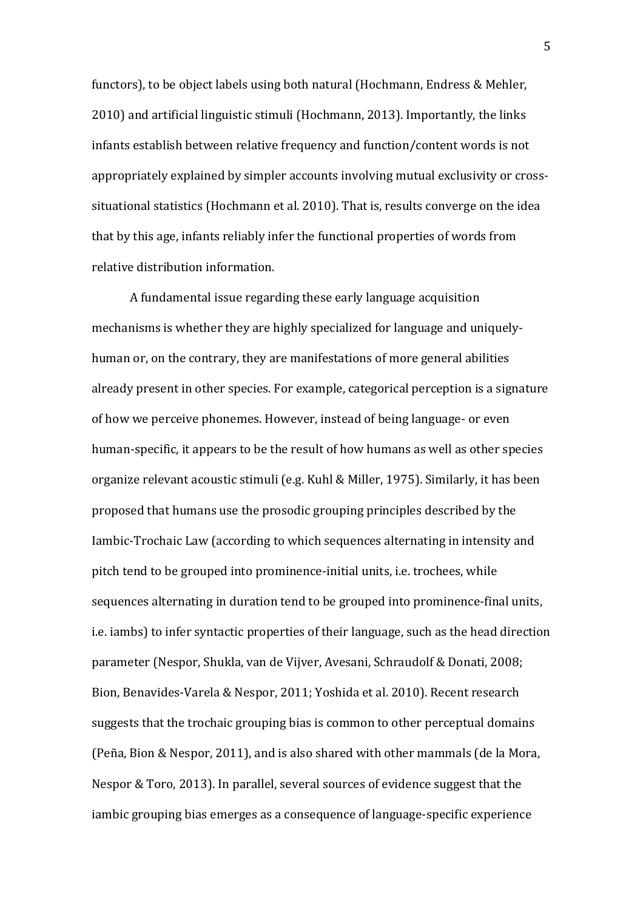functors), to be object labels using both natural (Hochmann, Endress & Mehler, 2010) and artificial linguistic stimuli (Hochmann, 2013). Importantly, the links infants establish between relative frequency and function/content words is not appropriately explained by simpler accounts involving mutual exclusivity or cross-situational statistics (Hochmann et al. 2010). That is, results converge on the idea that by this age, infants reliably infer the functional properties of words from relative distribution information.

A fundamental issue regarding these early language acquisition mechanisms is whether they are highly specialized for language and uniquely-human or, on the contrary, they are manifestations of more general abilities already present in other species. For example, categorical perception is a signature of how we perceive phonemes. However, instead of being language- or even human-specific, it appears to be the result of how humans as well as other species organize relevant acoustic stimuli (e.g. Kuhl & Miller, 1975). Similarly, it has been proposed that humans use the prosodic grouping principles described by the Iambic-Trochaic Law (according to which sequences alternating in intensity and pitch tend to be grouped into prominence-initial units, i.e. trochees, while sequences alternating in duration tend to be grouped into prominence-final units, i.e. iambs) to infer syntactic properties of their language, such as the head direction parameter (Nespor, Shukla, van de Vijver, Avesani, Schraudolf & Donati, 2008; Bion, Benavides-Varela & Nespor, 2011; Yoshida et al. 2010). Recent research suggests that the trochaic grouping bias is common to other perceptual domains (Peña, Bion & Nespor, 2011), and is also shared with other mammals (de la Mora, Nespor & Toro, 2013). In parallel, several sources of evidence suggest that the iambic grouping bias emerges as a consequence of language-specific experience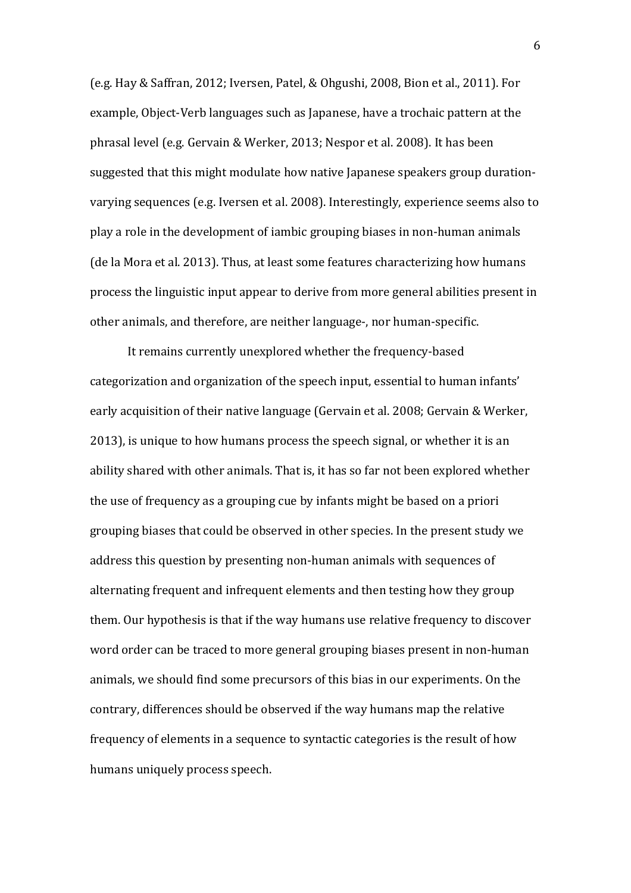(e.g. Hay & Saffran, 2012; Iversen, Patel, & Ohgushi, 2008, Bion et al., 2011). For example, Object-Verb languages such as Japanese, have a trochaic pattern at the phrasal level (e.g. Gervain & Werker, 2013; Nespor et al. 2008). It has been suggested that this might modulate how native Japanese speakers group duration-varying sequences (e.g. Iversen et al. 2008). Interestingly, experience seems also to play a role in the development of iambic grouping biases in non-human animals (de la Mora et al. 2013). Thus, at least some features characterizing how humans process the linguistic input appear to derive from more general abilities present in other animals, and therefore, are neither language-, nor human-specific.

It remains currently unexplored whether the frequency-based categorization and organization of the speech input, essential to human infants' early acquisition of their native language (Gervain et al. 2008; Gervain & Werker, 2013), is unique to how humans process the speech signal, or whether it is an ability shared with other animals. That is, it has so far not been explored whether the use of frequency as a grouping cue by infants might be based on a priori grouping biases that could be observed in other species. In the present study we address this question by presenting non-human animals with sequences of alternating frequent and infrequent elements and then testing how they group them. Our hypothesis is that if the way humans use relative frequency to discover word order can be traced to more general grouping biases present in non-human animals, we should find some precursors of this bias in our experiments. On the contrary, differences should be observed if the way humans map the relative frequency of elements in a sequence to syntactic categories is the result of how humans uniquely process speech.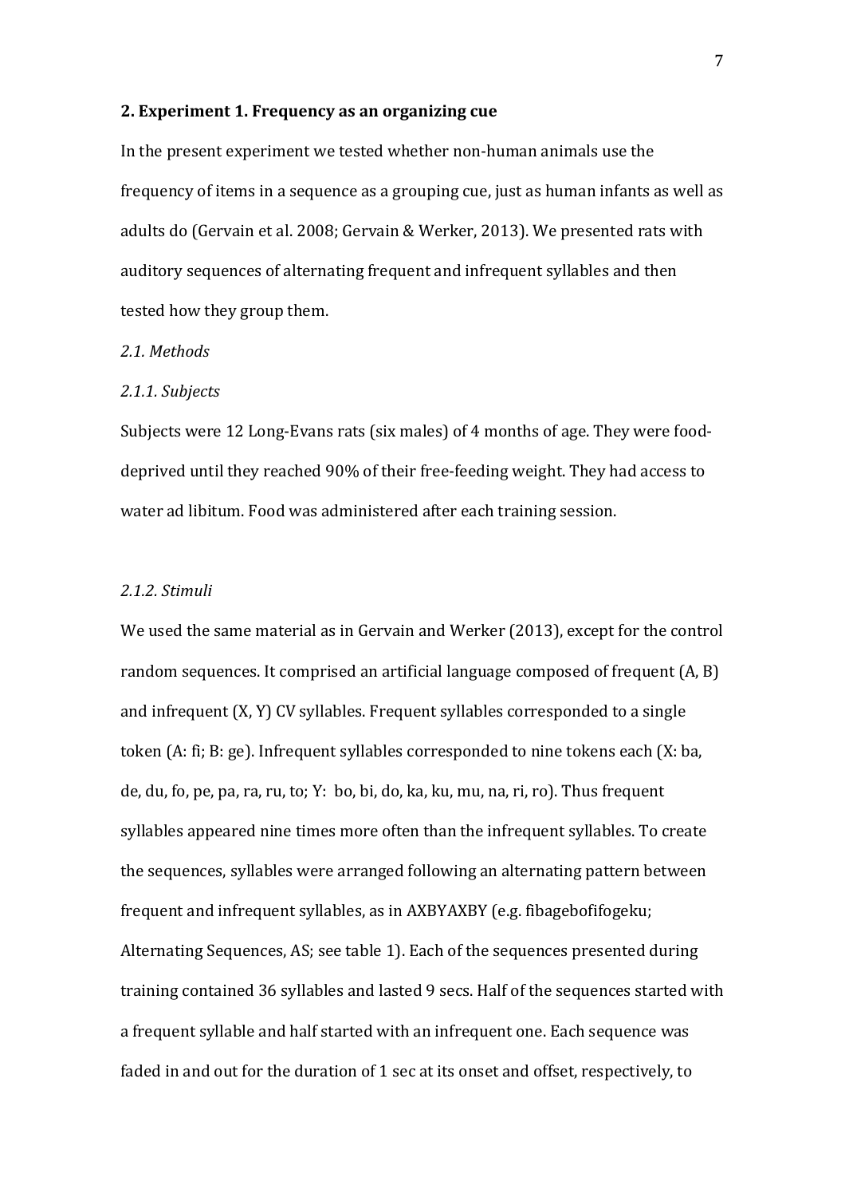## 2. Experiment 1. Frequency as an organizing cue

In the present experiment we tested whether non-human animals use the frequency of items in a sequence as a grouping cue, just as human infants as well as adults do (Gervain et al. 2008; Gervain & Werker, 2013). We presented rats with auditory sequences of alternating frequent and infrequent syllables and then tested how they group them.

### *2.1. Methods*

#### *2.1.1. Subjects*

Subjects were 12 Long-Evans rats (six males) of 4 months of age. They were food-deprived until they reached 90% of their free-feeding weight. They had access to water ad libitum. Food was administered after each training session.

#### *2.1.2. Stimuli*

We used the same material as in Gervain and Werker (2013), except for the control random sequences. It comprised an artificial language composed of frequent (A, B) and infrequent (X, Y) CV syllables. Frequent syllables corresponded to a single token (A: fi; B: ge). Infrequent syllables corresponded to nine tokens each (X: ba, de, du, fo, pe, pa, ra, ru, to; Y: bo, bi, do, ka, ku, mu, na, ri, ro). Thus frequent syllables appeared nine times more often than the infrequent syllables. To create the sequences, syllables were arranged following an alternating pattern between frequent and infrequent syllables, as in AXBYAXBY (e.g. fibagebofifogeku; Alternating Sequences, AS; see table 1). Each of the sequences presented during training contained 36 syllables and lasted 9 secs. Half of the sequences started with a frequent syllable and half started with an infrequent one. Each sequence was faded in and out for the duration of 1 sec at its onset and offset, respectively, to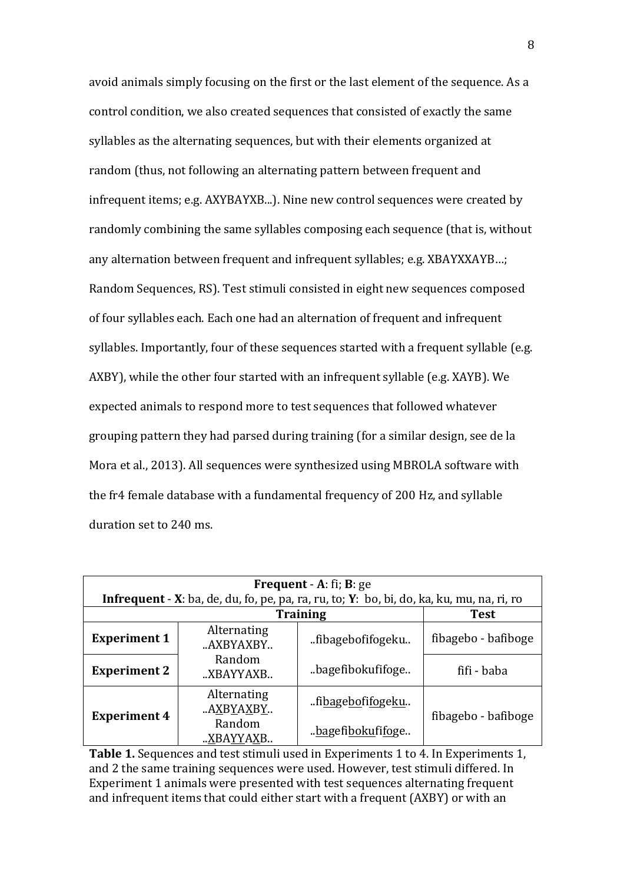avoid animals simply focusing on the first or the last element of the sequence. As a control condition, we also created sequences that consisted of exactly the same syllables as the alternating sequences, but with their elements organized at random (thus, not following an alternating pattern between frequent and infrequent items; e.g. AXYBAYXB...). Nine new control sequences were created by randomly combining the same syllables composing each sequence (that is, without any alternation between frequent and infrequent syllables; e.g. XBAYXXAYB…; Random Sequences, RS). Test stimuli consisted in eight new sequences composed of four syllables each. Each one had an alternation of frequent and infrequent syllables. Importantly, four of these sequences started with a frequent syllable (e.g. AXBY), while the other four started with an infrequent syllable (e.g. XAYB). We expected animals to respond more to test sequences that followed whatever grouping pattern they had parsed during training (for a similar design, see de la Mora et al., 2013). All sequences were synthesized using MBROLA software with the fr4 female database with a fundamental frequency of 200 Hz, and syllable duration set to 240 ms.

| **Frequent** - **A**: fi; **B**: ge<br>**Infrequent** - **X**: ba, de, du, fo, pe, pa, ra, ru, to; **Y**: bo, bi, do, ka, ku, mu, na, ri, ro | | | |
|---|---|---|---|
| | **Training** | | **Test** |
| **Experiment 1** | Alternating ..AXBYAXBY.. | ..fibagebofifogeku.. | fibagebo - bafiboge |
| **Experiment 2** | Random ..XBAYYAXB.. | ..bagefibokufifoge.. | fifi - baba |
| **Experiment 4** | Alternating ..A<u>X</u>B<u>Y</u>A<u>X</u>B<u>Y</u>.. | ..fi<u>ba</u>ge<u>bo</u>fi<u>fo</u>ge<u>ku</u>.. | fibagebo - bafiboge |
| | Random ..<u>X</u>BA<u>YY</u>A<u>X</u>B.. | ..<u>ba</u>gefi<u>boku</u>fi<u>fo</u>ge.. | |

**Table 1.** Sequences and test stimuli used in Experiments 1 to 4. In Experiments 1, and 2 the same training sequences were used. However, test stimuli differed. In Experiment 1 animals were presented with test sequences alternating frequent and infrequent items that could either start with a frequent (AXBY) or with an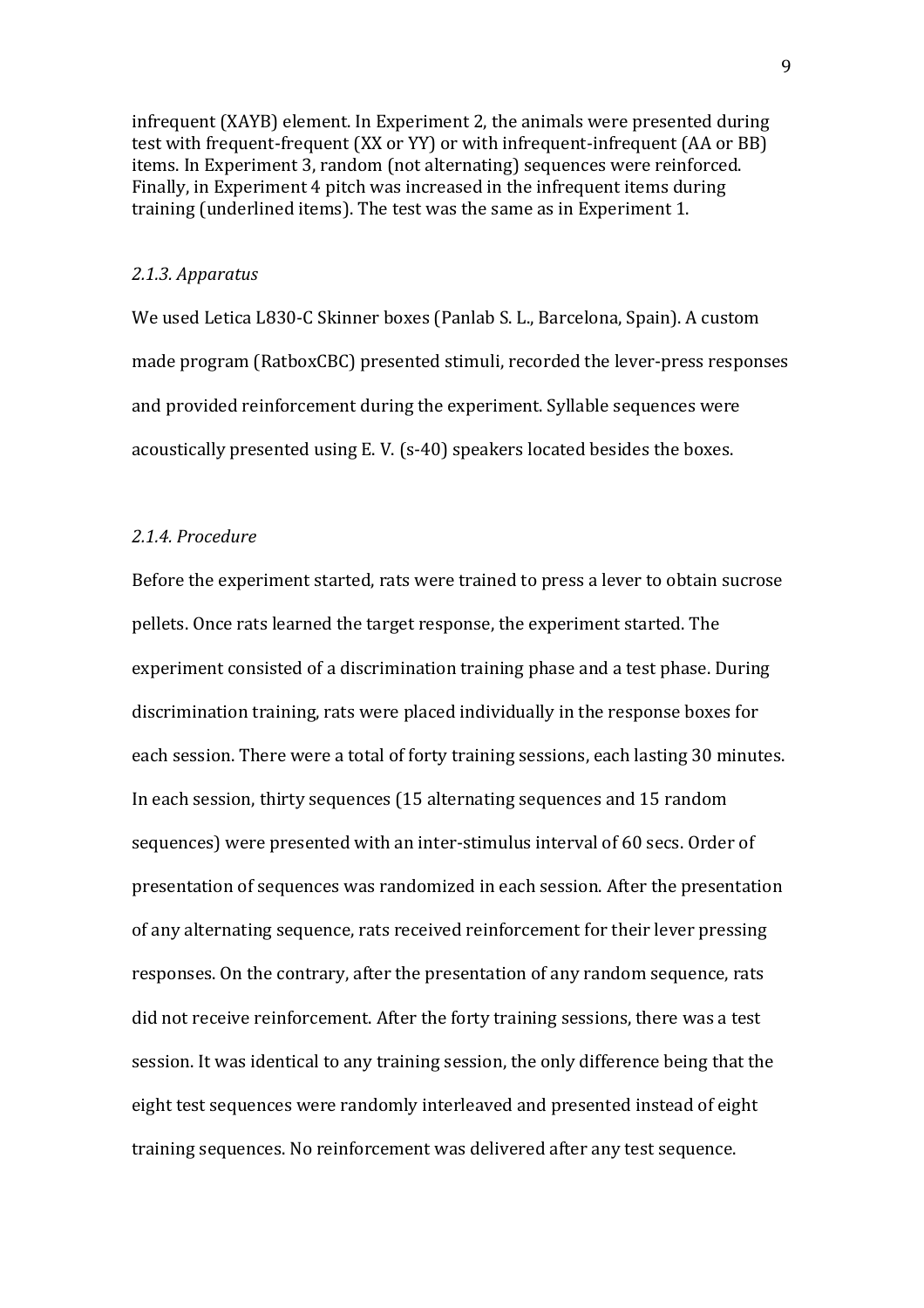infrequent (XAYB) element. In Experiment 2, the animals were presented during test with frequent-frequent (XX or YY) or with infrequent-infrequent (AA or BB) items. In Experiment 3, random (not alternating) sequences were reinforced. Finally, in Experiment 4 pitch was increased in the infrequent items during training (underlined items). The test was the same as in Experiment 1.

### *2.1.3. Apparatus*

We used Letica L830-C Skinner boxes (Panlab S. L., Barcelona, Spain). A custom made program (RatboxCBC) presented stimuli, recorded the lever-press responses and provided reinforcement during the experiment. Syllable sequences were acoustically presented using E. V. (s-40) speakers located besides the boxes.

### *2.1.4. Procedure*

Before the experiment started, rats were trained to press a lever to obtain sucrose pellets. Once rats learned the target response, the experiment started. The experiment consisted of a discrimination training phase and a test phase. During discrimination training, rats were placed individually in the response boxes for each session. There were a total of forty training sessions, each lasting 30 minutes. In each session, thirty sequences (15 alternating sequences and 15 random sequences) were presented with an inter-stimulus interval of 60 secs. Order of presentation of sequences was randomized in each session. After the presentation of any alternating sequence, rats received reinforcement for their lever pressing responses. On the contrary, after the presentation of any random sequence, rats did not receive reinforcement. After the forty training sessions, there was a test session. It was identical to any training session, the only difference being that the eight test sequences were randomly interleaved and presented instead of eight training sequences. No reinforcement was delivered after any test sequence.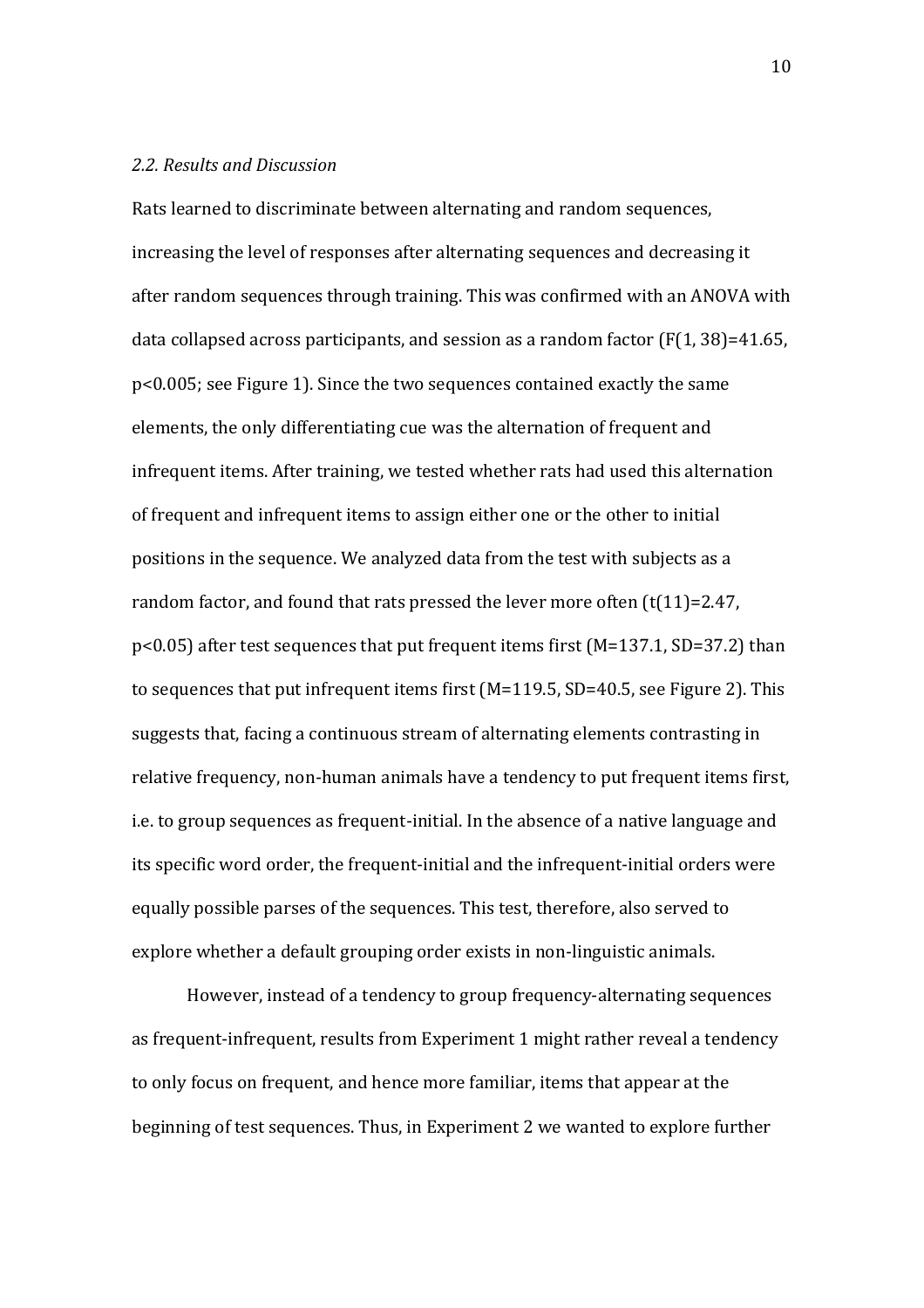### *2.2. Results and Discussion*

Rats learned to discriminate between alternating and random sequences, increasing the level of responses after alternating sequences and decreasing it after random sequences through training. This was confirmed with an ANOVA with data collapsed across participants, and session as a random factor ($F(1, 38)=41.65$, $p<0.005$; see Figure 1). Since the two sequences contained exactly the same elements, the only differentiating cue was the alternation of frequent and infrequent items. After training, we tested whether rats had used this alternation of frequent and infrequent items to assign either one or the other to initial positions in the sequence. We analyzed data from the test with subjects as a random factor, and found that rats pressed the lever more often ($t(11)=2.47$, $p<0.05$) after test sequences that put frequent items first ($M=137.1$, $SD=37.2$) than to sequences that put infrequent items first ($M=119.5$, $SD=40.5$, see Figure 2). This suggests that, facing a continuous stream of alternating elements contrasting in relative frequency, non-human animals have a tendency to put frequent items first, i.e. to group sequences as frequent-initial. In the absence of a native language and its specific word order, the frequent-initial and the infrequent-initial orders were equally possible parses of the sequences. This test, therefore, also served to explore whether a default grouping order exists in non-linguistic animals.

However, instead of a tendency to group frequency-alternating sequences as frequent-infrequent, results from Experiment 1 might rather reveal a tendency to only focus on frequent, and hence more familiar, items that appear at the beginning of test sequences. Thus, in Experiment 2 we wanted to explore further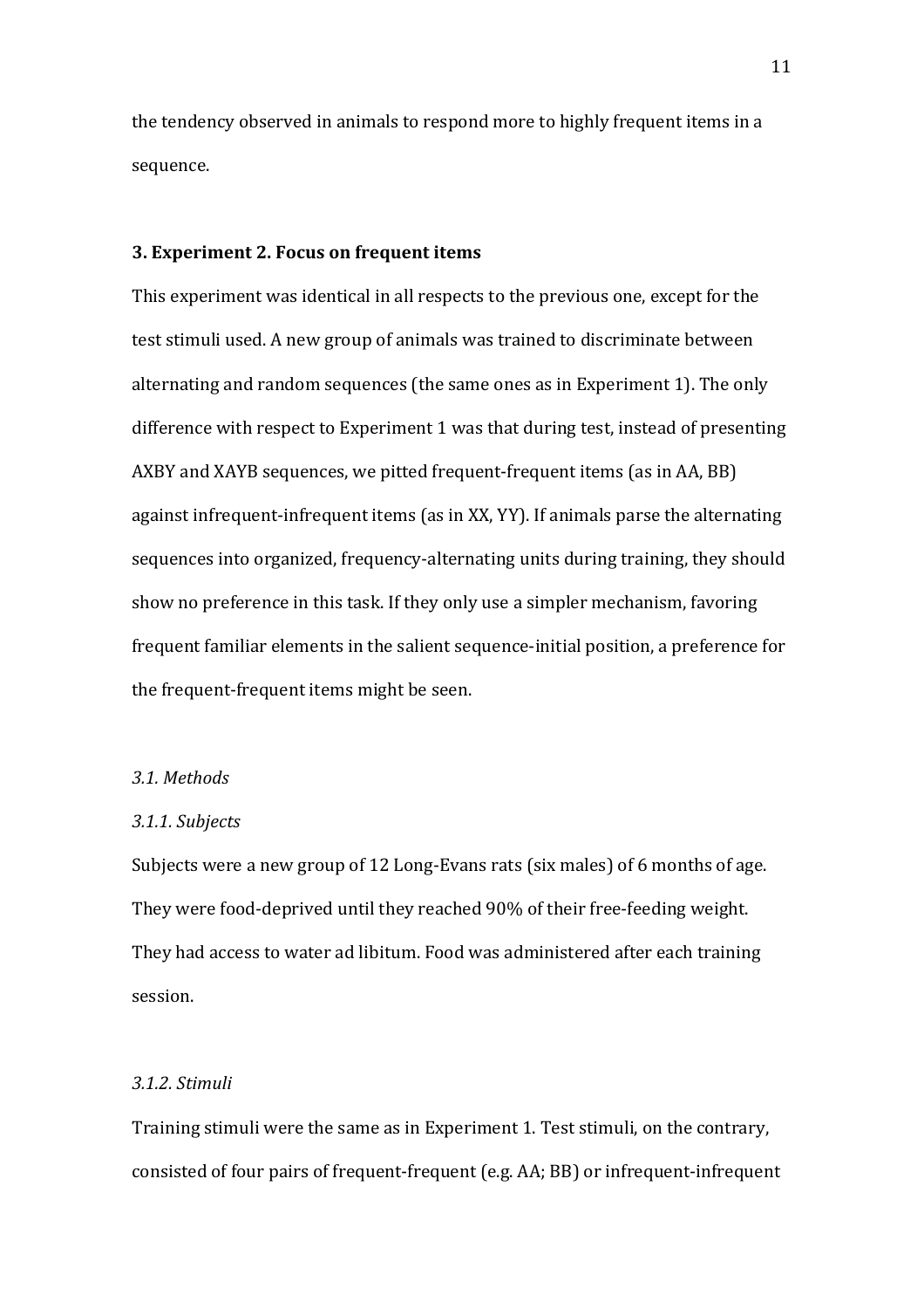the tendency observed in animals to respond more to highly frequent items in a sequence.

## 3. Experiment 2. Focus on frequent items

This experiment was identical in all respects to the previous one, except for the test stimuli used. A new group of animals was trained to discriminate between alternating and random sequences (the same ones as in Experiment 1). The only difference with respect to Experiment 1 was that during test, instead of presenting AXBY and XAYB sequences, we pitted frequent-frequent items (as in AA, BB) against infrequent-infrequent items (as in XX, YY). If animals parse the alternating sequences into organized, frequency-alternating units during training, they should show no preference in this task. If they only use a simpler mechanism, favoring frequent familiar elements in the salient sequence-initial position, a preference for the frequent-frequent items might be seen.

### *3.1. Methods*

#### *3.1.1. Subjects*

Subjects were a new group of 12 Long-Evans rats (six males) of 6 months of age. They were food-deprived until they reached 90% of their free-feeding weight. They had access to water ad libitum. Food was administered after each training session.

#### *3.1.2. Stimuli*

Training stimuli were the same as in Experiment 1. Test stimuli, on the contrary, consisted of four pairs of frequent-frequent (e.g. AA; BB) or infrequent-infrequent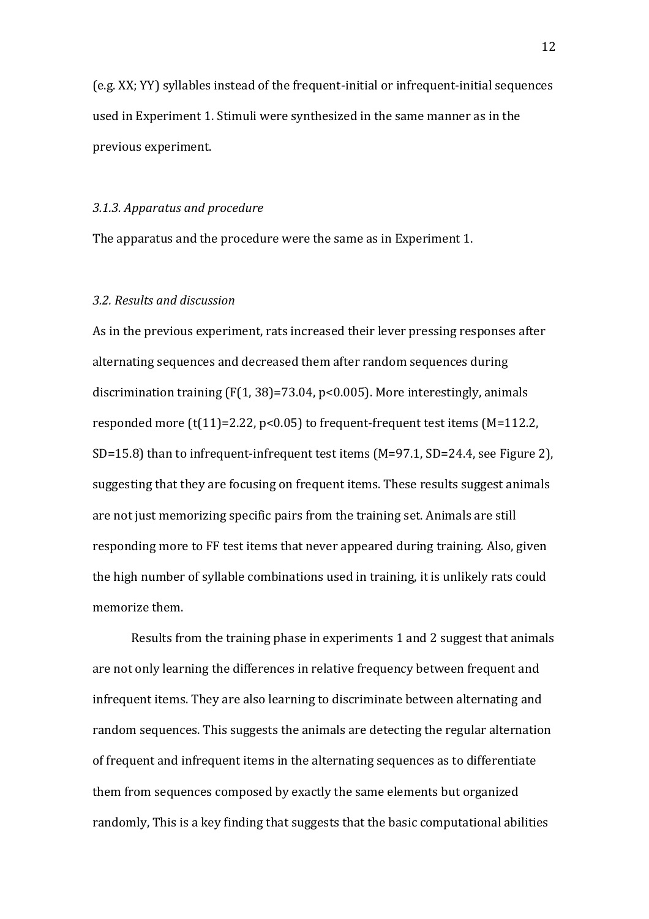(e.g. XX; YY) syllables instead of the frequent-initial or infrequent-initial sequences used in Experiment 1. Stimuli were synthesized in the same manner as in the previous experiment.

*3.1.3. Apparatus and procedure*

The apparatus and the procedure were the same as in Experiment 1.

*3.2. Results and discussion*

As in the previous experiment, rats increased their lever pressing responses after alternating sequences and decreased them after random sequences during discrimination training ($F(1, 38)=73.04$, $p<0.005$). More interestingly, animals responded more ($t(11)=2.22$, $p<0.05$) to frequent-frequent test items ($M=112.2$, $SD=15.8$) than to infrequent-infrequent test items ($M=97.1$, $SD=24.4$, see Figure 2), suggesting that they are focusing on frequent items. These results suggest animals are not just memorizing specific pairs from the training set. Animals are still responding more to FF test items that never appeared during training. Also, given the high number of syllable combinations used in training, it is unlikely rats could memorize them.

Results from the training phase in experiments 1 and 2 suggest that animals are not only learning the differences in relative frequency between frequent and infrequent items. They are also learning to discriminate between alternating and random sequences. This suggests the animals are detecting the regular alternation of frequent and infrequent items in the alternating sequences as to differentiate them from sequences composed by exactly the same elements but organized randomly, This is a key finding that suggests that the basic computational abilities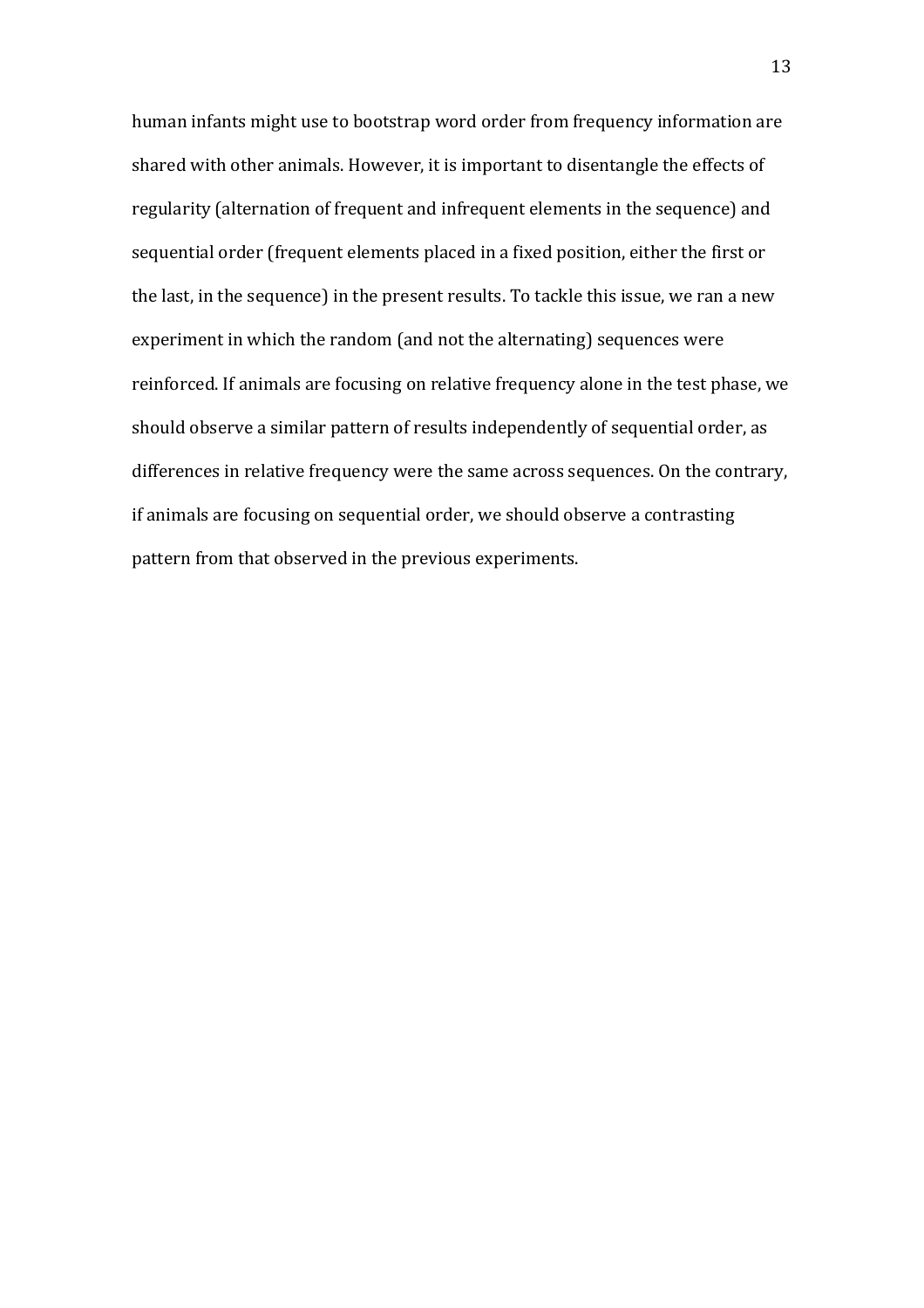human infants might use to bootstrap word order from frequency information are shared with other animals. However, it is important to disentangle the effects of regularity (alternation of frequent and infrequent elements in the sequence) and sequential order (frequent elements placed in a fixed position, either the first or the last, in the sequence) in the present results. To tackle this issue, we ran a new experiment in which the random (and not the alternating) sequences were reinforced. If animals are focusing on relative frequency alone in the test phase, we should observe a similar pattern of results independently of sequential order, as differences in relative frequency were the same across sequences. On the contrary, if animals are focusing on sequential order, we should observe a contrasting pattern from that observed in the previous experiments.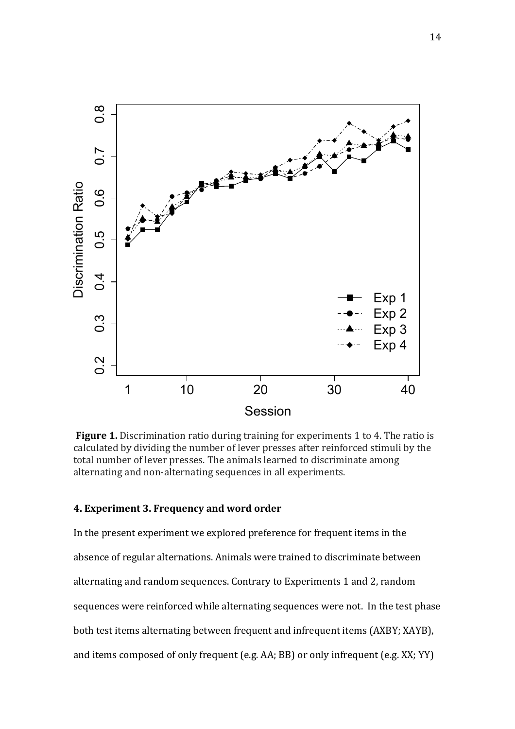**Figure 1.** Discrimination ratio during training for experiments 1 to 4. The ratio is calculated by dividing the number of lever presses after reinforced stimuli by the total number of lever presses. The animals learned to discriminate among alternating and non-alternating sequences in all experiments.

### 4. Experiment 3. Frequency and word order

In the present experiment we explored preference for frequent items in the absence of regular alternations. Animals were trained to discriminate between alternating and random sequences. Contrary to Experiments 1 and 2, random sequences were reinforced while alternating sequences were not. In the test phase both test items alternating between frequent and infrequent items (AXBY; XAYB), and items composed of only frequent (e.g. AA; BB) or only infrequent (e.g. XX; YY)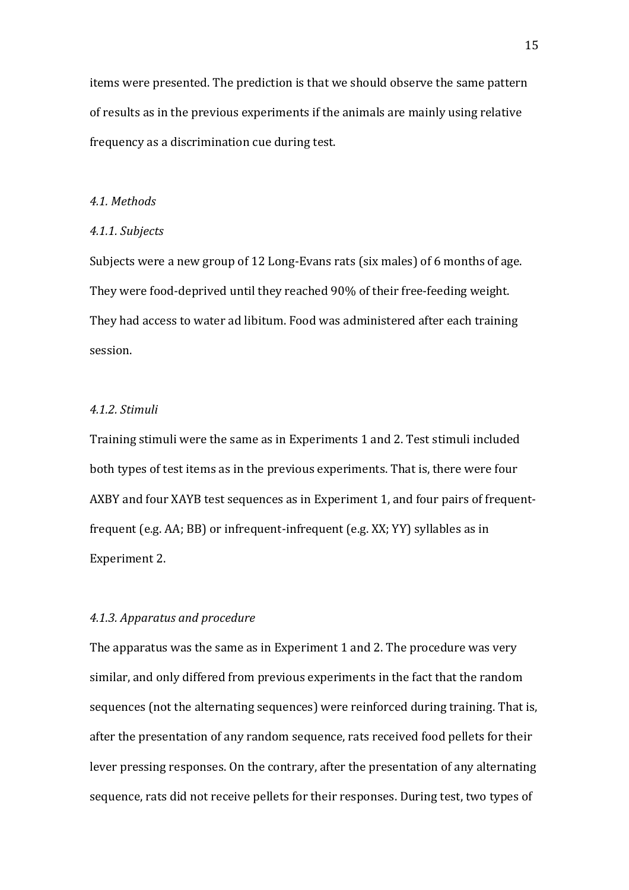items were presented. The prediction is that we should observe the same pattern of results as in the previous experiments if the animals are mainly using relative frequency as a discrimination cue during test.

### *4.1. Methods*

#### *4.1.1. Subjects*

Subjects were a new group of 12 Long-Evans rats (six males) of 6 months of age. They were food-deprived until they reached 90% of their free-feeding weight. They had access to water ad libitum. Food was administered after each training session.

#### *4.1.2. Stimuli*

Training stimuli were the same as in Experiments 1 and 2. Test stimuli included both types of test items as in the previous experiments. That is, there were four AXBY and four XAYB test sequences as in Experiment 1, and four pairs of frequent-frequent (e.g. AA; BB) or infrequent-infrequent (e.g. XX; YY) syllables as in Experiment 2.

#### *4.1.3. Apparatus and procedure*

The apparatus was the same as in Experiment 1 and 2. The procedure was very similar, and only differed from previous experiments in the fact that the random sequences (not the alternating sequences) were reinforced during training. That is, after the presentation of any random sequence, rats received food pellets for their lever pressing responses. On the contrary, after the presentation of any alternating sequence, rats did not receive pellets for their responses. During test, two types of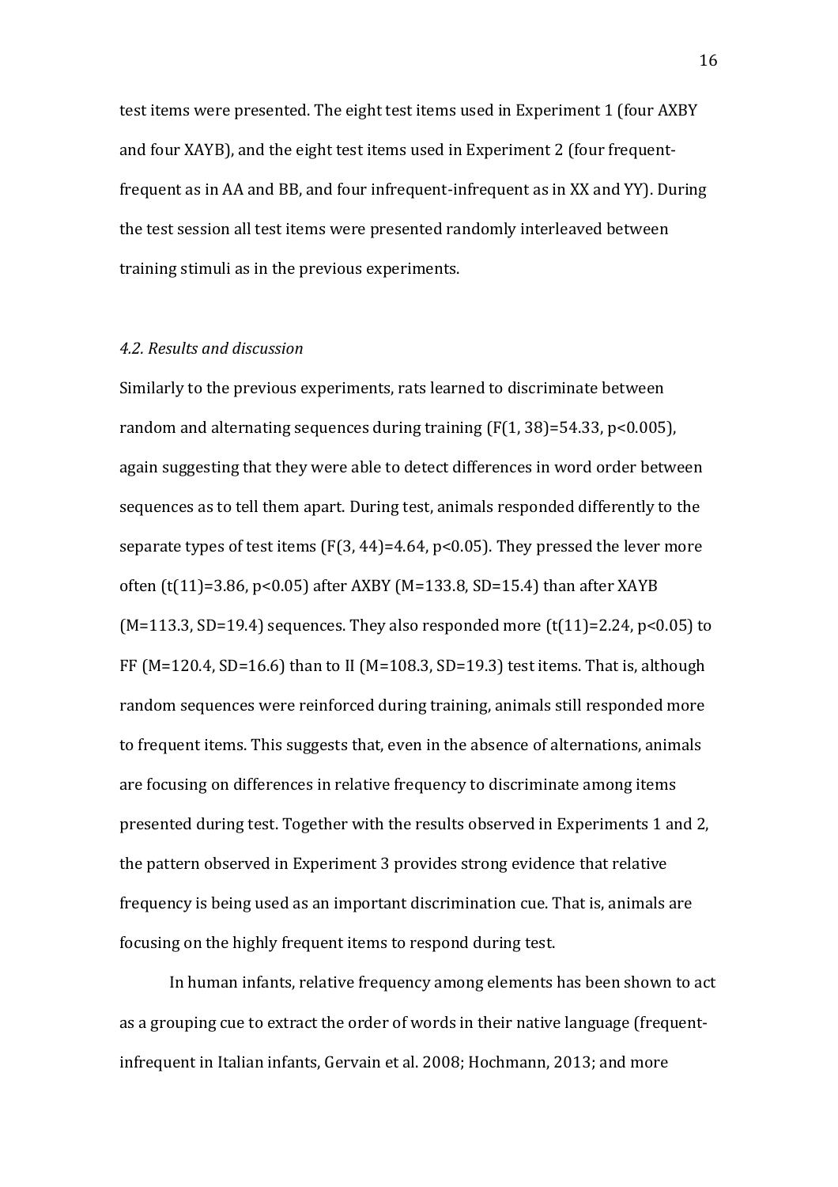test items were presented. The eight test items used in Experiment 1 (four AXBY and four XAYB), and the eight test items used in Experiment 2 (four frequent-frequent as in AA and BB, and four infrequent-infrequent as in XX and YY). During the test session all test items were presented randomly interleaved between training stimuli as in the previous experiments.

### *4.2. Results and discussion*

Similarly to the previous experiments, rats learned to discriminate between random and alternating sequences during training ($F(1, 38)=54.33$, $p<0.005$), again suggesting that they were able to detect differences in word order between sequences as to tell them apart. During test, animals responded differently to the separate types of test items ($F(3, 44)=4.64$, $p<0.05$). They pressed the lever more often ($t(11)=3.86$, $p<0.05$) after AXBY ($M=133.8$, $SD=15.4$) than after XAYB ($M=113.3$, $SD=19.4$) sequences. They also responded more ($t(11)=2.24$, $p<0.05$) to FF ($M=120.4$, $SD=16.6$) than to II ($M=108.3$, $SD=19.3$) test items. That is, although random sequences were reinforced during training, animals still responded more to frequent items. This suggests that, even in the absence of alternations, animals are focusing on differences in relative frequency to discriminate among items presented during test. Together with the results observed in Experiments 1 and 2, the pattern observed in Experiment 3 provides strong evidence that relative frequency is being used as an important discrimination cue. That is, animals are focusing on the highly frequent items to respond during test.

In human infants, relative frequency among elements has been shown to act as a grouping cue to extract the order of words in their native language (frequent-infrequent in Italian infants, Gervain et al. 2008; Hochmann, 2013; and more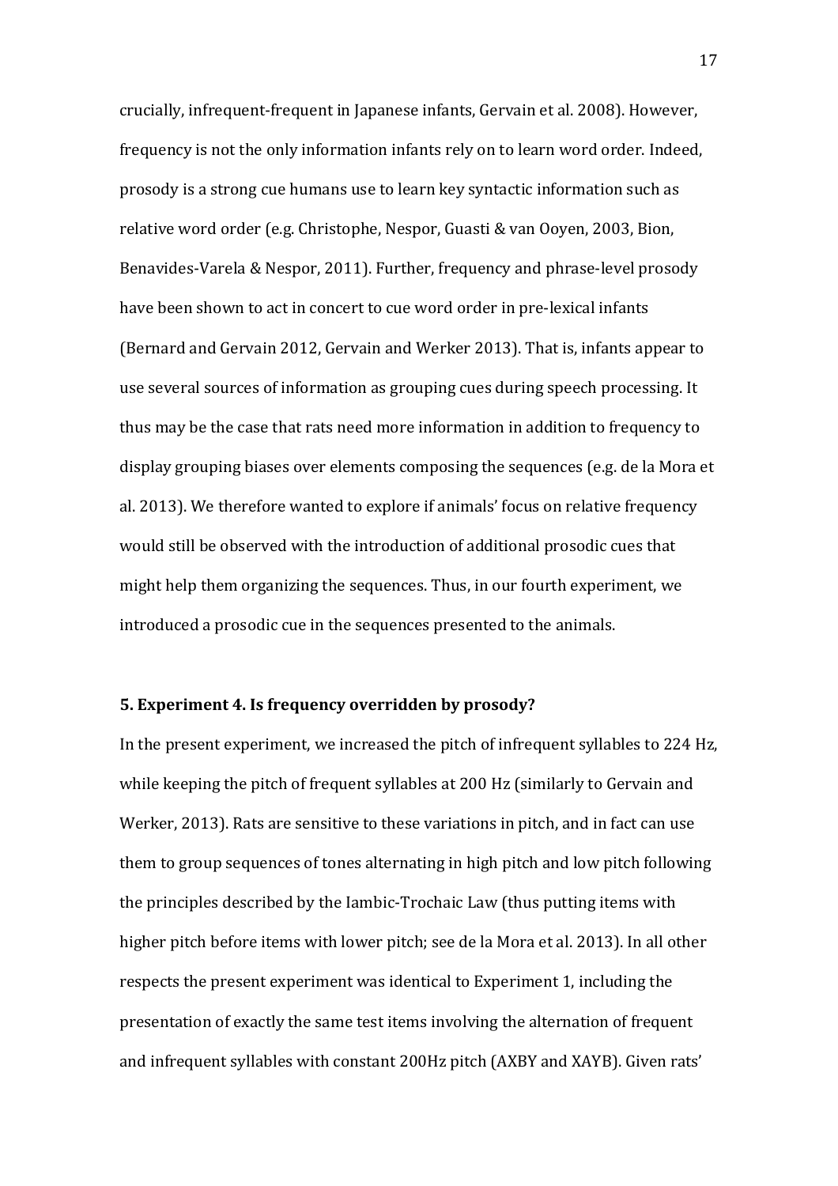crucially, infrequent-frequent in Japanese infants, Gervain et al. 2008). However, frequency is not the only information infants rely on to learn word order. Indeed, prosody is a strong cue humans use to learn key syntactic information such as relative word order (e.g. Christophe, Nespor, Guasti & van Ooyen, 2003, Bion, Benavides-Varela & Nespor, 2011). Further, frequency and phrase-level prosody have been shown to act in concert to cue word order in pre-lexical infants (Bernard and Gervain 2012, Gervain and Werker 2013). That is, infants appear to use several sources of information as grouping cues during speech processing. It thus may be the case that rats need more information in addition to frequency to display grouping biases over elements composing the sequences (e.g. de la Mora et al. 2013). We therefore wanted to explore if animals' focus on relative frequency would still be observed with the introduction of additional prosodic cues that might help them organizing the sequences. Thus, in our fourth experiment, we introduced a prosodic cue in the sequences presented to the animals.

## 5. Experiment 4. Is frequency overridden by prosody?

In the present experiment, we increased the pitch of infrequent syllables to 224 Hz, while keeping the pitch of frequent syllables at 200 Hz (similarly to Gervain and Werker, 2013). Rats are sensitive to these variations in pitch, and in fact can use them to group sequences of tones alternating in high pitch and low pitch following the principles described by the Iambic-Trochaic Law (thus putting items with higher pitch before items with lower pitch; see de la Mora et al. 2013). In all other respects the present experiment was identical to Experiment 1, including the presentation of exactly the same test items involving the alternation of frequent and infrequent syllables with constant 200Hz pitch (AXBY and XAYB). Given rats'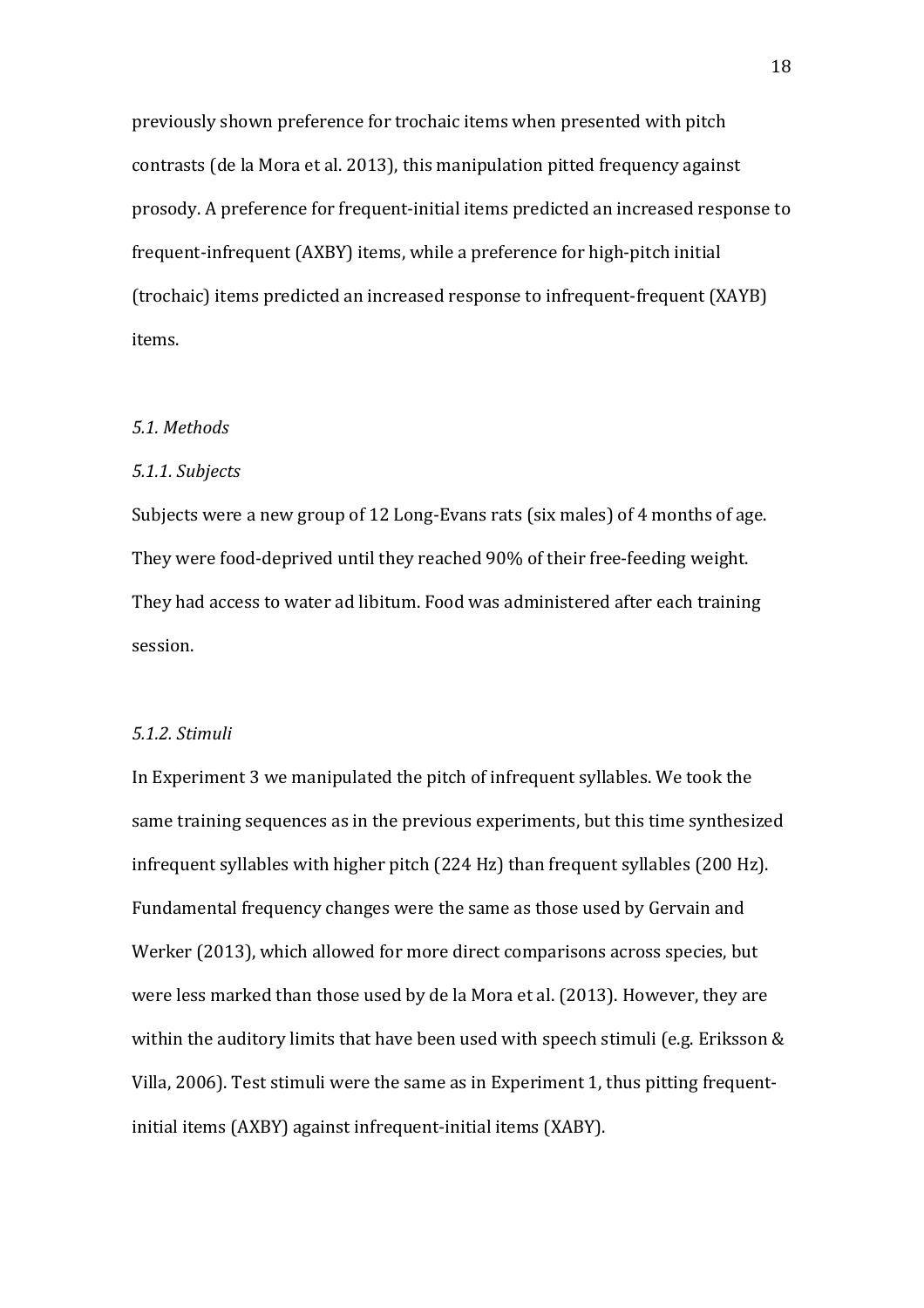previously shown preference for trochaic items when presented with pitch contrasts (de la Mora et al. 2013), this manipulation pitted frequency against prosody. A preference for frequent-initial items predicted an increased response to frequent-infrequent (AXBY) items, while a preference for high-pitch initial (trochaic) items predicted an increased response to infrequent-frequent (XAYB) items.

*5.1. Methods*

*5.1.1. Subjects*

Subjects were a new group of 12 Long-Evans rats (six males) of 4 months of age. They were food-deprived until they reached 90% of their free-feeding weight. They had access to water ad libitum. Food was administered after each training session.

*5.1.2. Stimuli*

In Experiment 3 we manipulated the pitch of infrequent syllables. We took the same training sequences as in the previous experiments, but this time synthesized infrequent syllables with higher pitch (224 Hz) than frequent syllables (200 Hz). Fundamental frequency changes were the same as those used by Gervain and Werker (2013), which allowed for more direct comparisons across species, but were less marked than those used by de la Mora et al. (2013). However, they are within the auditory limits that have been used with speech stimuli (e.g. Eriksson & Villa, 2006). Test stimuli were the same as in Experiment 1, thus pitting frequent-initial items (AXBY) against infrequent-initial items (XABY).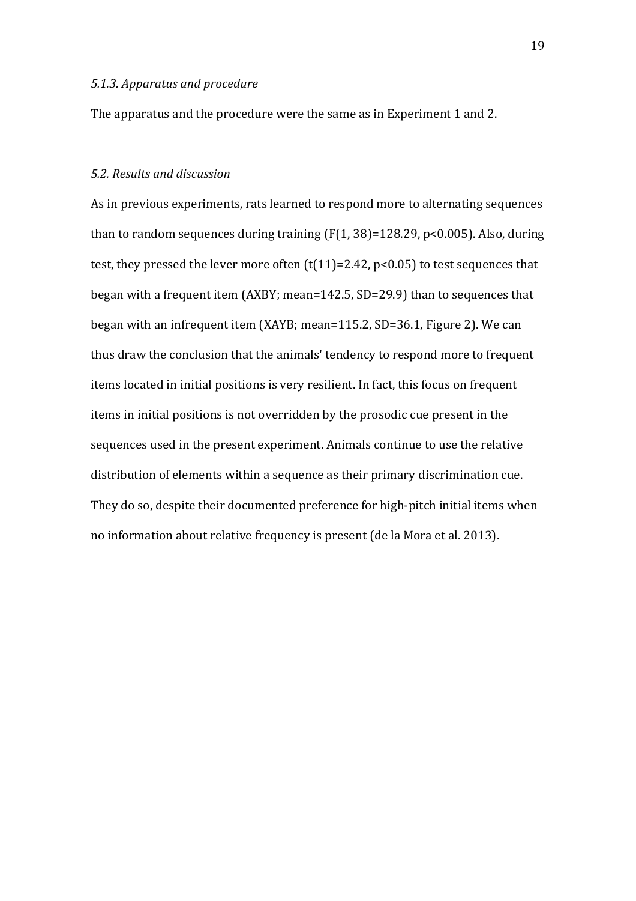### *5.1.3. Apparatus and procedure*

The apparatus and the procedure were the same as in Experiment 1 and 2.

## *5.2. Results and discussion*

As in previous experiments, rats learned to respond more to alternating sequences than to random sequences during training ($F(1, 38)=128.29$, $p<0.005$). Also, during test, they pressed the lever more often ($t(11)=2.42$, $p<0.05$) to test sequences that began with a frequent item (AXBY; mean=142.5, SD=29.9) than to sequences that began with an infrequent item (XAYB; mean=115.2, SD=36.1, Figure 2). We can thus draw the conclusion that the animals' tendency to respond more to frequent items located in initial positions is very resilient. In fact, this focus on frequent items in initial positions is not overridden by the prosodic cue present in the sequences used in the present experiment. Animals continue to use the relative distribution of elements within a sequence as their primary discrimination cue. They do so, despite their documented preference for high-pitch initial items when no information about relative frequency is present (de la Mora et al. 2013).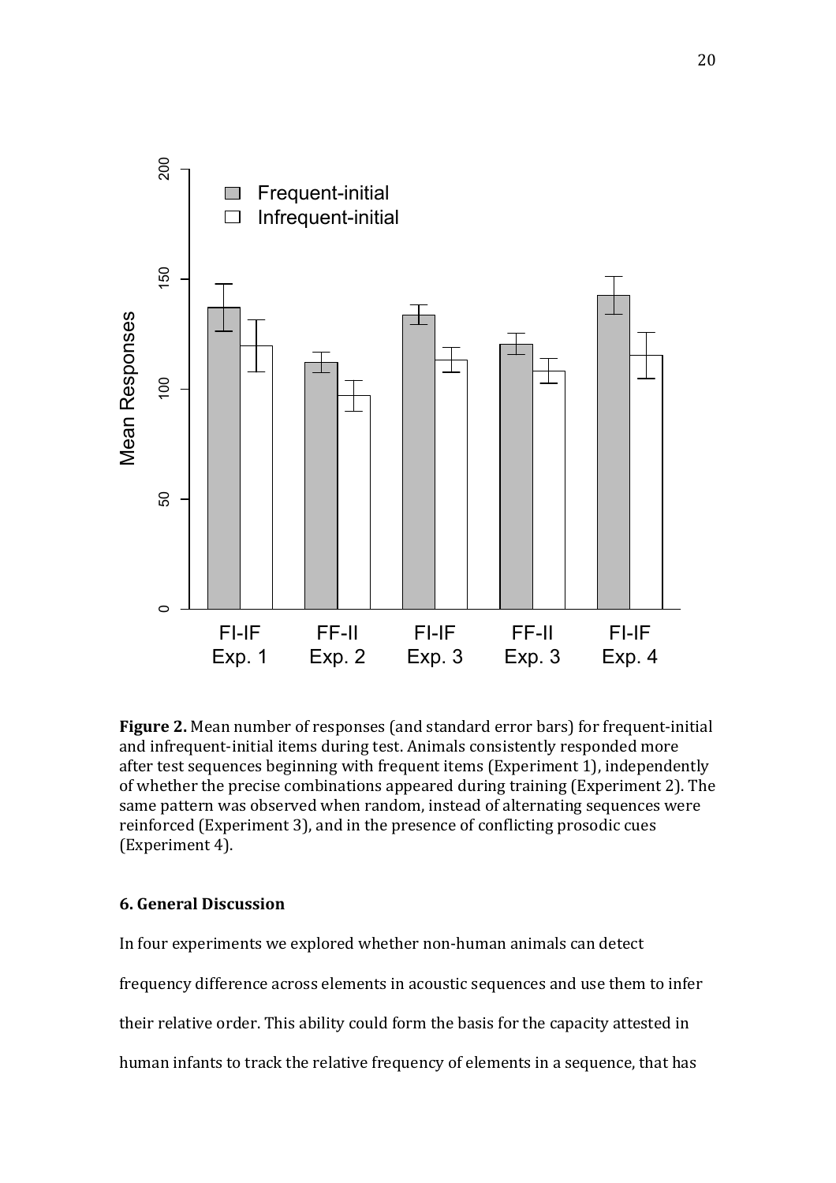**Figure 2.** Mean number of responses (and standard error bars) for frequent-initial and infrequent-initial items during test. Animals consistently responded more after test sequences beginning with frequent items (Experiment 1), independently of whether the precise combinations appeared during training (Experiment 2). The same pattern was observed when random, instead of alternating sequences were reinforced (Experiment 3), and in the presence of conflicting prosodic cues (Experiment 4).

### 6. General Discussion

In four experiments we explored whether non-human animals can detect frequency difference across elements in acoustic sequences and use them to infer their relative order. This ability could form the basis for the capacity attested in human infants to track the relative frequency of elements in a sequence, that has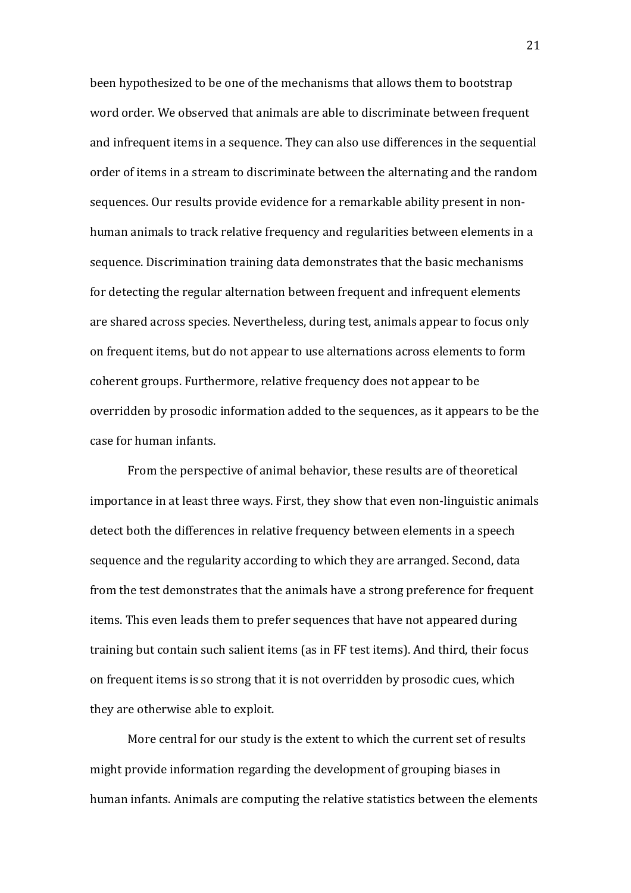been hypothesized to be one of the mechanisms that allows them to bootstrap word order. We observed that animals are able to discriminate between frequent and infrequent items in a sequence. They can also use differences in the sequential order of items in a stream to discriminate between the alternating and the random sequences. Our results provide evidence for a remarkable ability present in non-human animals to track relative frequency and regularities between elements in a sequence. Discrimination training data demonstrates that the basic mechanisms for detecting the regular alternation between frequent and infrequent elements are shared across species. Nevertheless, during test, animals appear to focus only on frequent items, but do not appear to use alternations across elements to form coherent groups. Furthermore, relative frequency does not appear to be overridden by prosodic information added to the sequences, as it appears to be the case for human infants.

From the perspective of animal behavior, these results are of theoretical importance in at least three ways. First, they show that even non-linguistic animals detect both the differences in relative frequency between elements in a speech sequence and the regularity according to which they are arranged. Second, data from the test demonstrates that the animals have a strong preference for frequent items. This even leads them to prefer sequences that have not appeared during training but contain such salient items (as in FF test items). And third, their focus on frequent items is so strong that it is not overridden by prosodic cues, which they are otherwise able to exploit.

More central for our study is the extent to which the current set of results might provide information regarding the development of grouping biases in human infants. Animals are computing the relative statistics between the elements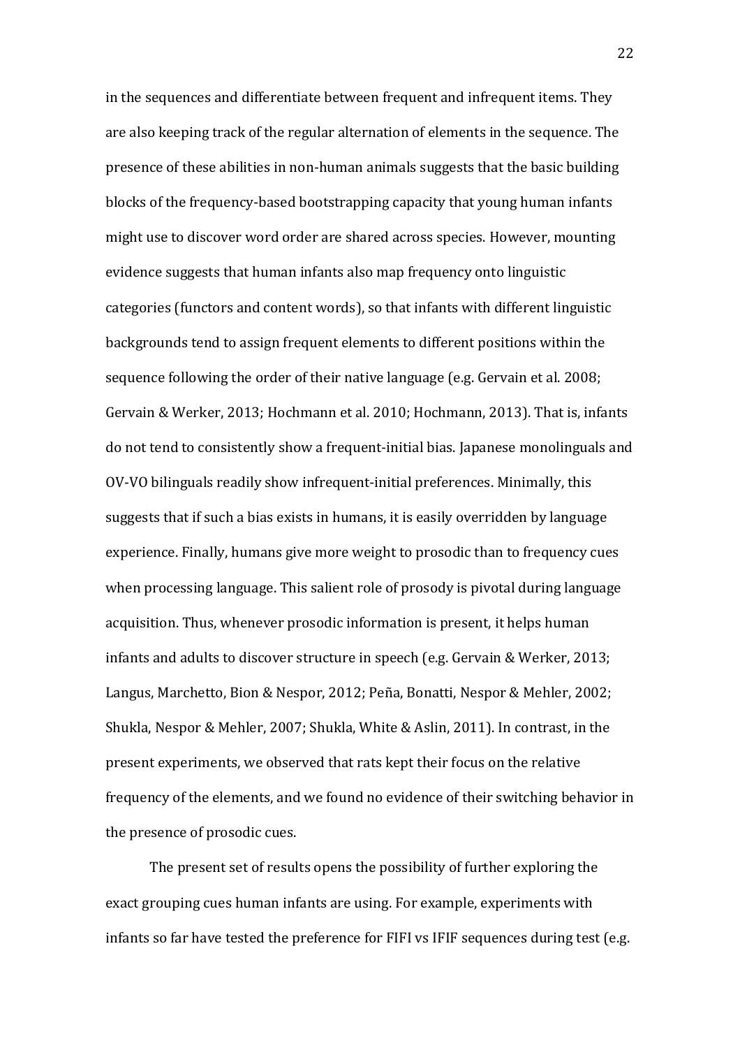in the sequences and differentiate between frequent and infrequent items. They are also keeping track of the regular alternation of elements in the sequence. The presence of these abilities in non-human animals suggests that the basic building blocks of the frequency-based bootstrapping capacity that young human infants might use to discover word order are shared across species. However, mounting evidence suggests that human infants also map frequency onto linguistic categories (functors and content words), so that infants with different linguistic backgrounds tend to assign frequent elements to different positions within the sequence following the order of their native language (e.g. Gervain et al. 2008; Gervain & Werker, 2013; Hochmann et al. 2010; Hochmann, 2013). That is, infants do not tend to consistently show a frequent-initial bias. Japanese monolinguals and OV-VO bilinguals readily show infrequent-initial preferences. Minimally, this suggests that if such a bias exists in humans, it is easily overridden by language experience. Finally, humans give more weight to prosodic than to frequency cues when processing language. This salient role of prosody is pivotal during language acquisition. Thus, whenever prosodic information is present, it helps human infants and adults to discover structure in speech (e.g. Gervain & Werker, 2013; Langus, Marchetto, Bion & Nespor, 2012; Peña, Bonatti, Nespor & Mehler, 2002; Shukla, Nespor & Mehler, 2007; Shukla, White & Aslin, 2011). In contrast, in the present experiments, we observed that rats kept their focus on the relative frequency of the elements, and we found no evidence of their switching behavior in the presence of prosodic cues.

The present set of results opens the possibility of further exploring the exact grouping cues human infants are using. For example, experiments with infants so far have tested the preference for FIFI vs IFIF sequences during test (e.g.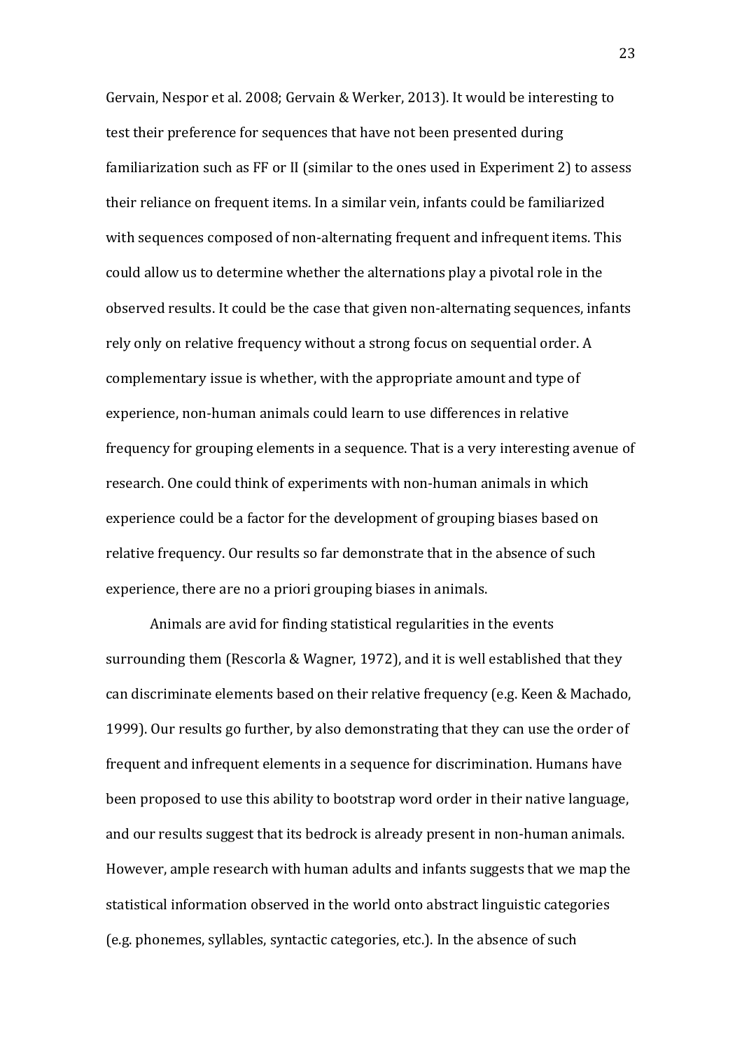Gervain, Nespor et al. 2008; Gervain & Werker, 2013). It would be interesting to test their preference for sequences that have not been presented during familiarization such as FF or II (similar to the ones used in Experiment 2) to assess their reliance on frequent items. In a similar vein, infants could be familiarized with sequences composed of non-alternating frequent and infrequent items. This could allow us to determine whether the alternations play a pivotal role in the observed results. It could be the case that given non-alternating sequences, infants rely only on relative frequency without a strong focus on sequential order. A complementary issue is whether, with the appropriate amount and type of experience, non-human animals could learn to use differences in relative frequency for grouping elements in a sequence. That is a very interesting avenue of research. One could think of experiments with non-human animals in which experience could be a factor for the development of grouping biases based on relative frequency. Our results so far demonstrate that in the absence of such experience, there are no a priori grouping biases in animals.

Animals are avid for finding statistical regularities in the events surrounding them (Rescorla & Wagner, 1972), and it is well established that they can discriminate elements based on their relative frequency (e.g. Keen & Machado, 1999). Our results go further, by also demonstrating that they can use the order of frequent and infrequent elements in a sequence for discrimination. Humans have been proposed to use this ability to bootstrap word order in their native language, and our results suggest that its bedrock is already present in non-human animals. However, ample research with human adults and infants suggests that we map the statistical information observed in the world onto abstract linguistic categories (e.g. phonemes, syllables, syntactic categories, etc.). In the absence of such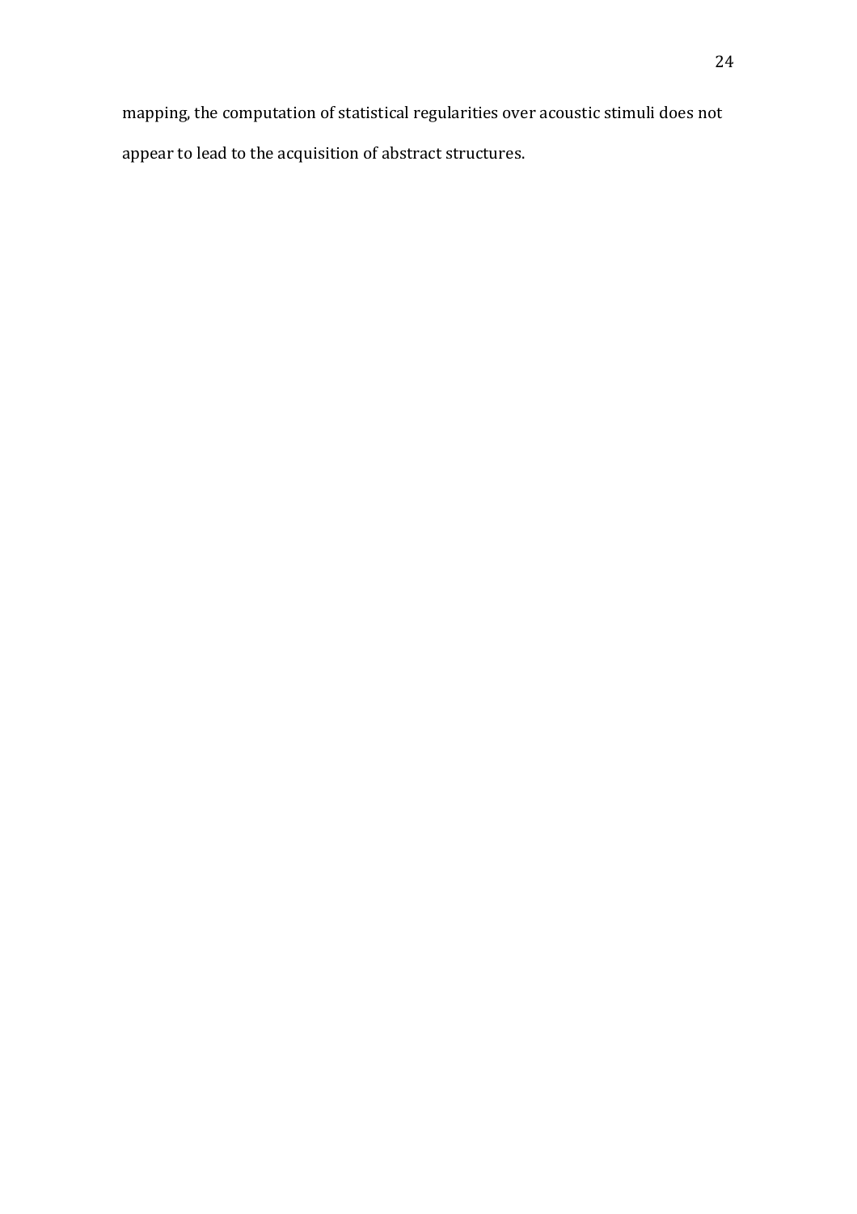mapping, the computation of statistical regularities over acoustic stimuli does not appear to lead to the acquisition of abstract structures.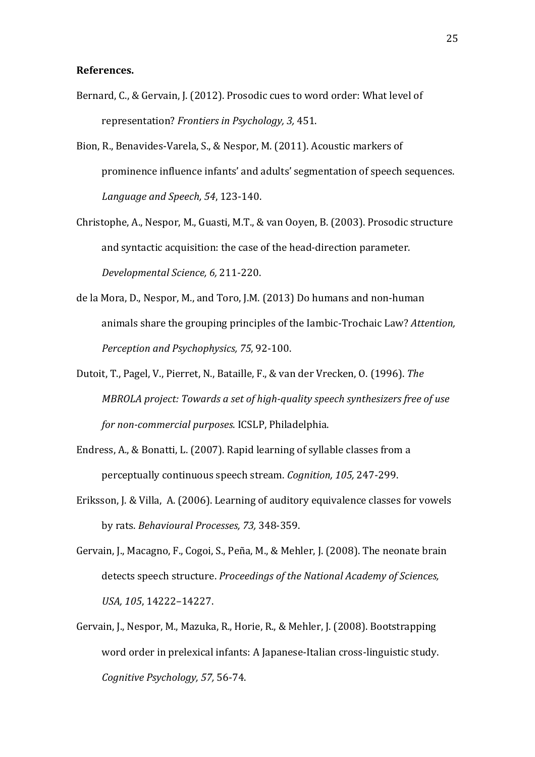**References.**

Bernard, C., & Gervain, J. (2012). Prosodic cues to word order: What level of representation? *Frontiers in Psychology, 3,* 451.

Bion, R., Benavides-Varela, S., & Nespor, M. (2011). Acoustic markers of prominence influence infants' and adults' segmentation of speech sequences. *Language and Speech, 54*, 123-140.

Christophe, A., Nespor, M., Guasti, M.T., & van Ooyen, B. (2003). Prosodic structure and syntactic acquisition: the case of the head-direction parameter. *Developmental Science, 6,* 211-220.

de la Mora, D., Nespor, M., and Toro, J.M. (2013) Do humans and non-human animals share the grouping principles of the Iambic-Trochaic Law? *Attention, Perception and Psychophysics, 75*, 92-100.

Dutoit, T., Pagel, V., Pierret, N., Bataille, F., & van der Vrecken, O. (1996). *The MBROLA project: Towards a set of high-quality speech synthesizers free of use for non-commercial purposes*. ICSLP, Philadelphia.

Endress, A., & Bonatti, L. (2007). Rapid learning of syllable classes from a perceptually continuous speech stream. *Cognition, 105,* 247-299.

Eriksson, J. & Villa, A. (2006). Learning of auditory equivalence classes for vowels by rats. *Behavioural Processes, 73,* 348-359.

Gervain, J., Macagno, F., Cogoi, S., Peña, M., & Mehler, J. (2008). The neonate brain detects speech structure. *Proceedings of the National Academy of Sciences, USA, 105*, 14222–14227.

Gervain, J., Nespor, M., Mazuka, R., Horie, R., & Mehler, J. (2008). Bootstrapping word order in prelexical infants: A Japanese-Italian cross-linguistic study. *Cognitive Psychology, 57,* 56-74.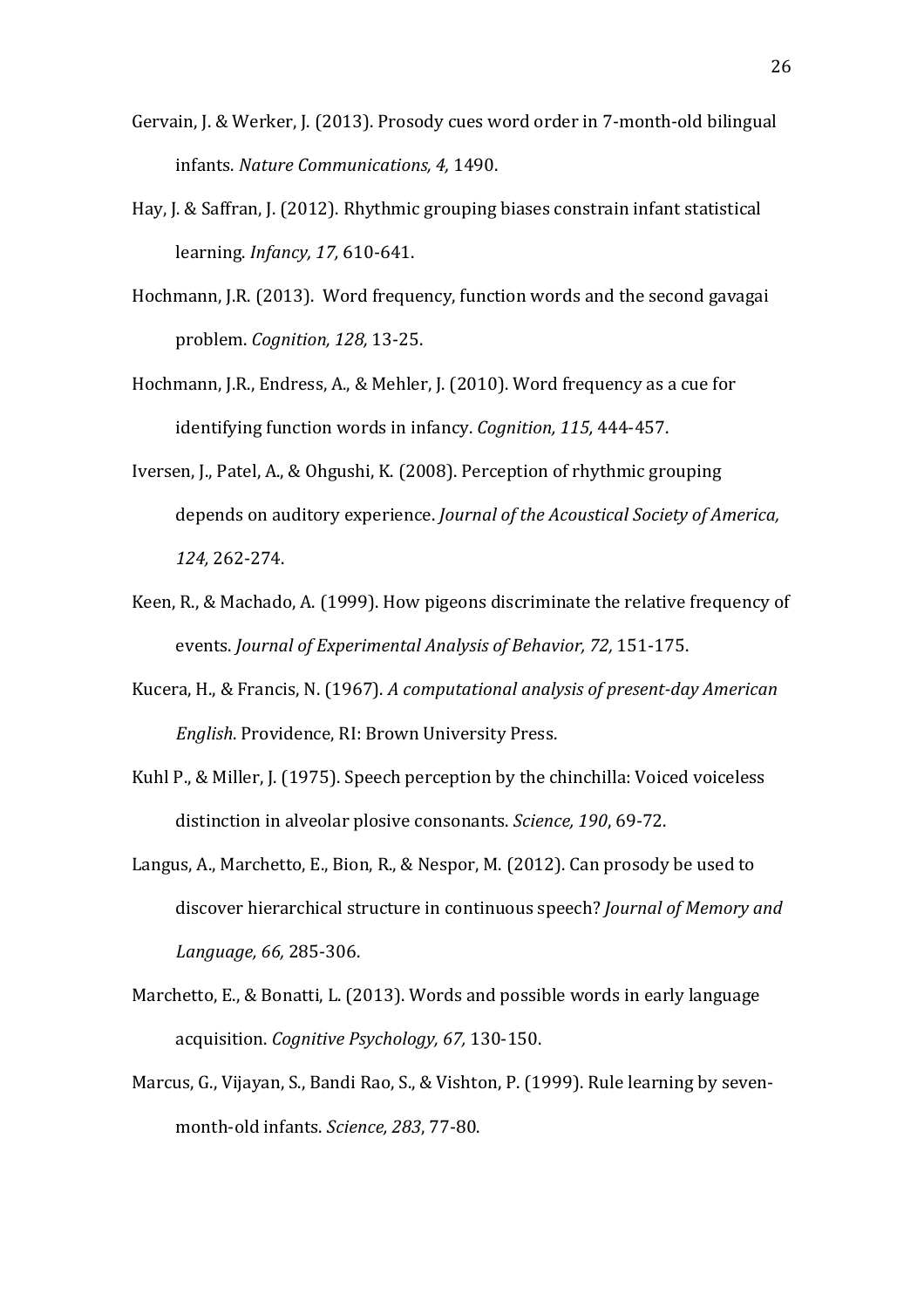Gervain, J. & Werker, J. (2013). Prosody cues word order in 7-month-old bilingual infants. *Nature Communications, 4,* 1490.

Hay, J. & Saffran, J. (2012). Rhythmic grouping biases constrain infant statistical learning. *Infancy, 17,* 610-641.

Hochmann, J.R. (2013). Word frequency, function words and the second gavagai problem. *Cognition, 128,* 13-25.

Hochmann, J.R., Endress, A., & Mehler, J. (2010). Word frequency as a cue for identifying function words in infancy. *Cognition, 115,* 444-457.

Iversen, J., Patel, A., & Ohgushi, K. (2008). Perception of rhythmic grouping depends on auditory experience. *Journal of the Acoustical Society of America, 124,* 262-274.

Keen, R., & Machado, A. (1999). How pigeons discriminate the relative frequency of events. *Journal of Experimental Analysis of Behavior, 72,* 151-175.

Kucera, H., & Francis, N. (1967). *A computational analysis of present-day American English*. Providence, RI: Brown University Press.

Kuhl P., & Miller, J. (1975). Speech perception by the chinchilla: Voiced voiceless distinction in alveolar plosive consonants. *Science, 190*, 69-72.

Langus, A., Marchetto, E., Bion, R., & Nespor, M. (2012). Can prosody be used to discover hierarchical structure in continuous speech? *Journal of Memory and Language, 66,* 285-306.

Marchetto, E., & Bonatti, L. (2013). Words and possible words in early language acquisition. *Cognitive Psychology, 67,* 130-150.

Marcus, G., Vijayan, S., Bandi Rao, S., & Vishton, P. (1999). Rule learning by seven-month-old infants. *Science, 283*, 77-80.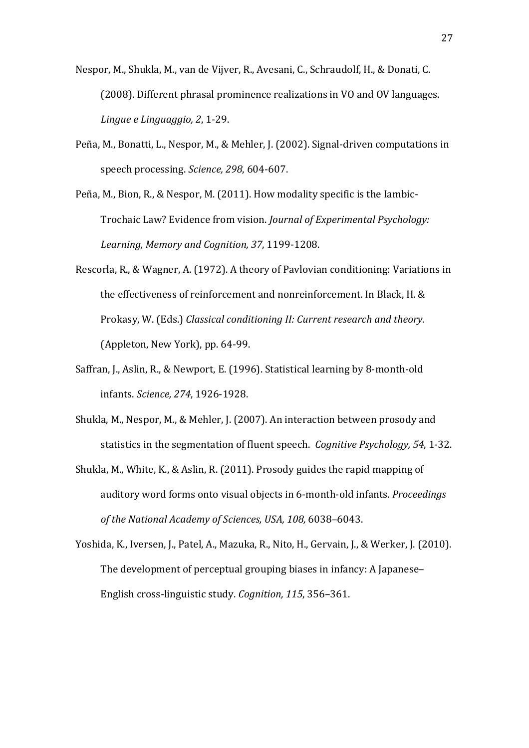Nespor, M., Shukla, M., van de Vijver, R., Avesani, C., Schraudolf, H., & Donati, C. (2008). Different phrasal prominence realizations in VO and OV languages. *Lingue e Linguaggio, 2*, 1-29.

Peña, M., Bonatti, L., Nespor, M., & Mehler, J. (2002). Signal-driven computations in speech processing. *Science, 298*, 604-607.

Peña, M., Bion, R., & Nespor, M. (2011). How modality specific is the Iambic-Trochaic Law? Evidence from vision. *Journal of Experimental Psychology: Learning, Memory and Cognition, 37*, 1199-1208.

Rescorla, R., & Wagner, A. (1972). A theory of Pavlovian conditioning: Variations in the effectiveness of reinforcement and nonreinforcement. In Black, H. & Prokasy, W. (Eds.) *Classical conditioning II: Current research and theory*. (Appleton, New York), pp. 64-99.

Saffran, J., Aslin, R., & Newport, E. (1996). Statistical learning by 8-month-old infants. *Science, 274*, 1926-1928.

Shukla, M., Nespor, M., & Mehler, J. (2007). An interaction between prosody and statistics in the segmentation of fluent speech. *Cognitive Psychology, 54*, 1-32.

Shukla, M., White, K., & Aslin, R. (2011). Prosody guides the rapid mapping of auditory word forms onto visual objects in 6-month-old infants. *Proceedings of the National Academy of Sciences, USA, 108,* 6038–6043.

Yoshida, K., Iversen, J., Patel, A., Mazuka, R., Nito, H., Gervain, J., & Werker, J. (2010). The development of perceptual grouping biases in infancy: A Japanese–English cross-linguistic study. *Cognition, 115*, 356–361.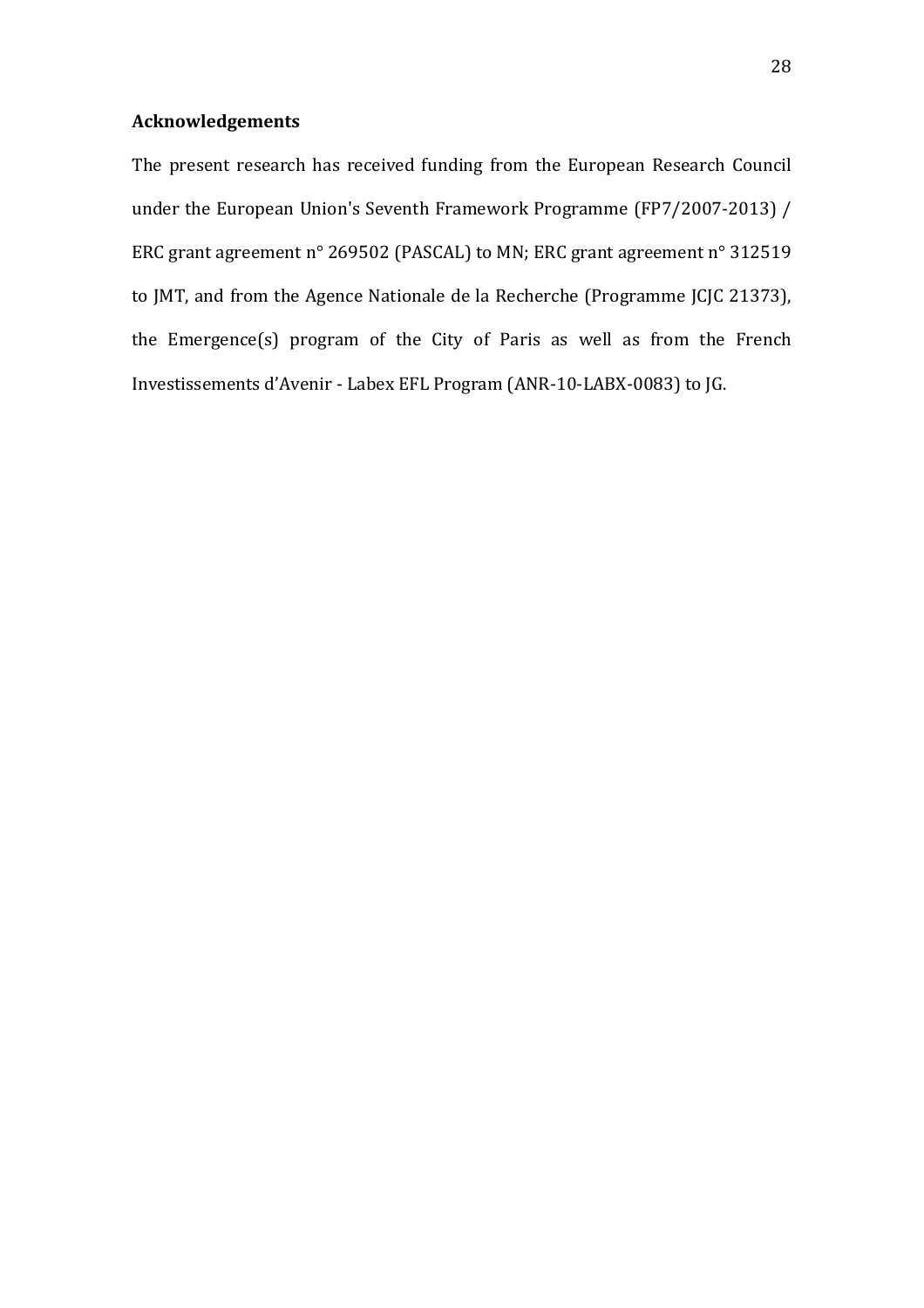## Acknowledgements

The present research has received funding from the European Research Council under the European Union's Seventh Framework Programme (FP7/2007-2013) / ERC grant agreement n° 269502 (PASCAL) to MN; ERC grant agreement n° 312519 to JMT, and from the Agence Nationale de la Recherche (Programme JCJC 21373), the Emergence(s) program of the City of Paris as well as from the French Investissements d'Avenir - Labex EFL Program (ANR-10-LABX-0083) to JG.